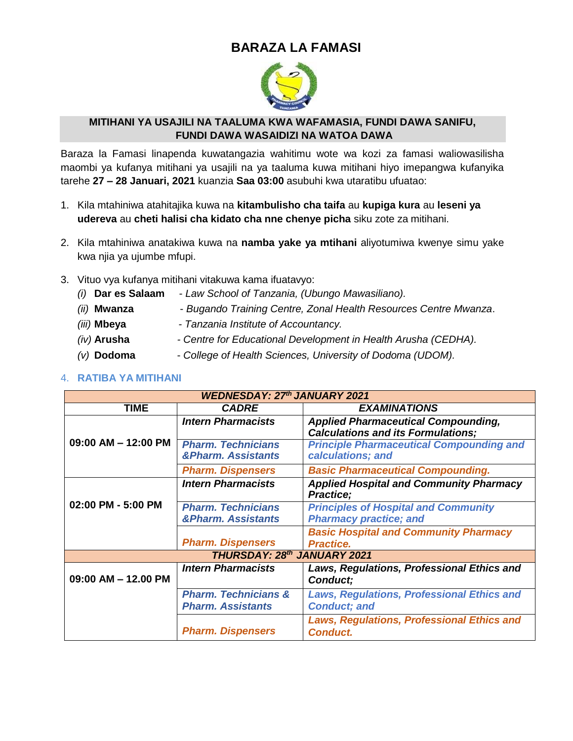# BARAZA LA FAMASI

## MITIHANI YA USAJILI NA TAALUMA KWA WAFAMASIA, FUNDI DAWA SANIFU, FUNDI DAWA WASAIDIZI NA WATOA DAWA

Baraza la Famasi linapenda kuwatangazia wahitimu wote wa kozi za famasi waliowasilisha maombi ya kufanya mitihani ya usajili na ya taaluma kuwa mitihani hiyo imepangwa kufanyika tarehe **27 – 28 Januari, 2021** kuanzia **Saa 03:00** asubuhi kwa utaratibu ufuatao:

1. Kila mtahiniwa atahitajika kuwa na **kitambulisho cha taifa** au **kupiga kura** au **leseni ya udereva** au **cheti halisi cha kidato cha nne chenye picha** siku zote za mitihani.
2. Kila mtahiniwa anatakiwa kuwa na **namba yake ya mtihani** aliyotumiwa kwenye simu yake kwa njia ya ujumbe mfupi.
3. Vituo vya kufanya mitihani vitakuwa kama ifuatavyo:
   - *(i)* **Dar es Salaam** - *Law School of Tanzania, (Ubungo Mawasiliano).*
   - *(ii)* **Mwanza** - *Bugando Training Centre, Zonal Health Resources Centre Mwanza*.
   - *(iii)* **Mbeya** - *Tanzania Institute of Accountancy.*
   - *(iv)* **Arusha** - *Centre for Educational Development in Health Arusha (CEDHA).*
   - *(v)* **Dodoma** - *College of Health Sciences, University of Dodoma (UDOM).*

4. **RATIBA YA MITIHANI**

| ***WEDNESDAY: 27th JANUARY 2021*** | | |
|---|---|---|
| **TIME** | ***CADRE*** | ***EXAMINATIONS*** |
| **09:00 AM – 12:00 PM** | ***Intern Pharmacists*** | ***Applied Pharmaceutical Compounding, Calculations and its Formulations;*** |
| | ***Pharm. Technicians &Pharm. Assistants*** | ***Principle Pharmaceutical Compounding and calculations; and*** |
| | ***Pharm. Dispensers*** | ***Basic Pharmaceutical Compounding.*** |
| **02:00 PM - 5:00 PM** | ***Intern Pharmacists*** | ***Applied Hospital and Community Pharmacy Practice;*** |
| | ***Pharm. Technicians &Pharm. Assistants*** | ***Principles of Hospital and Community Pharmacy practice; and*** |
| | ***Pharm. Dispensers*** | ***Basic Hospital and Community Pharmacy Practice.*** |
| ***THURSDAY: 28th JANUARY 2021*** | | |
| **09:00 AM – 12.00 PM** | ***Intern Pharmacists*** | ***Laws, Regulations, Professional Ethics and Conduct;*** |
| | ***Pharm. Technicians & Pharm. Assistants*** | ***Laws, Regulations, Professional Ethics and Conduct; and*** |
| | ***Pharm. Dispensers*** | ***Laws, Regulations, Professional Ethics and Conduct.*** |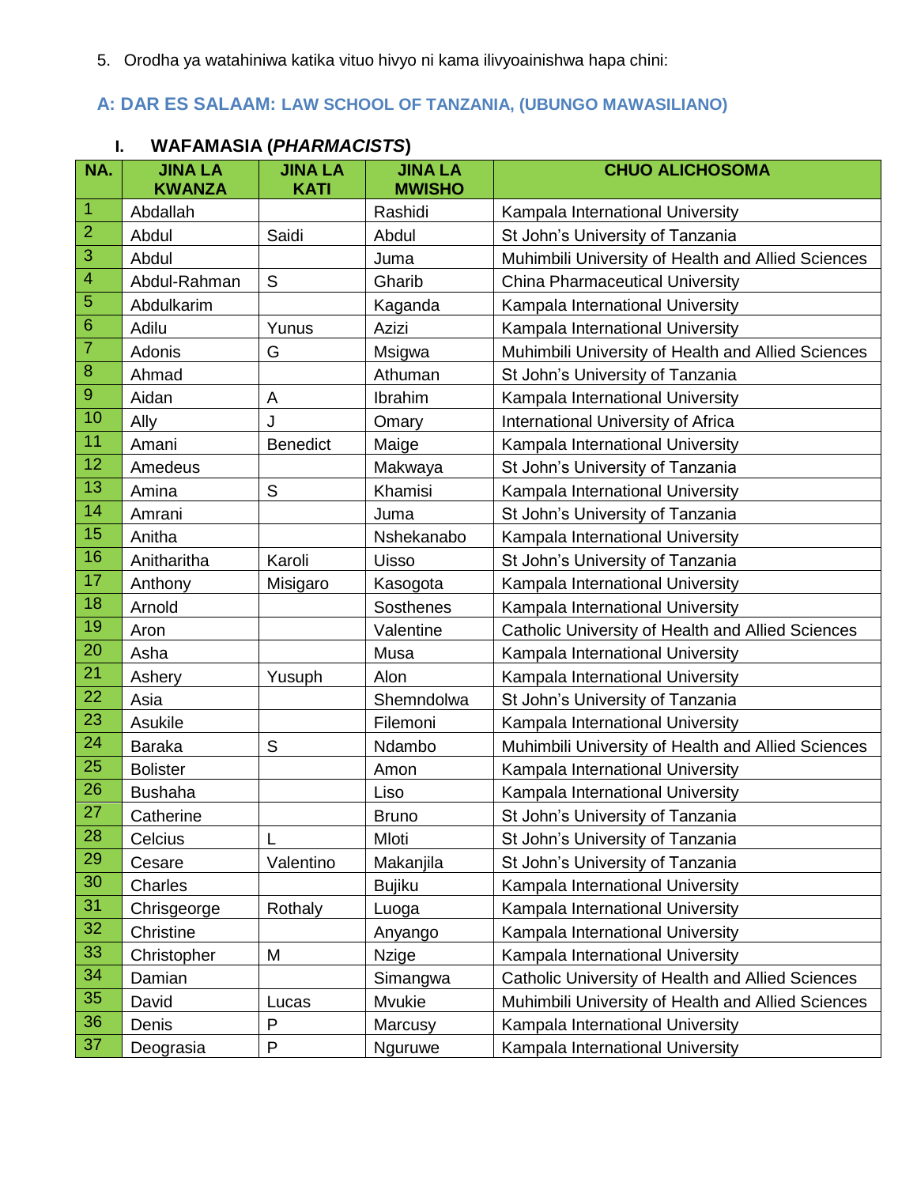5. Orodha ya watahiniwa katika vituo hivyo ni kama ilivyoainishwa hapa chini:

## A: DAR ES SALAAM: LAW SCHOOL OF TANZANIA, (UBUNGO MAWASILIANO)

### I. WAFAMASIA (*PHARMACISTS*)

| NA. | JINA LA KWANZA | JINA LA KATI | JINA LA MWISHO | CHUO ALICHOSOMA |
|---|---|---|---|---|
| 1 | Abdallah | | Rashidi | Kampala International University |
| 2 | Abdul | Saidi | Abdul | St John's University of Tanzania |
| 3 | Abdul | | Juma | Muhimbili University of Health and Allied Sciences |
| 4 | Abdul-Rahman | S | Gharib | China Pharmaceutical University |
| 5 | Abdulkarim | | Kaganda | Kampala International University |
| 6 | Adilu | Yunus | Azizi | Kampala International University |
| 7 | Adonis | G | Msigwa | Muhimbili University of Health and Allied Sciences |
| 8 | Ahmad | | Athuman | St John's University of Tanzania |
| 9 | Aidan | A | Ibrahim | Kampala International University |
| 10 | Ally | J | Omary | International University of Africa |
| 11 | Amani | Benedict | Maige | Kampala International University |
| 12 | Amedeus | | Makwaya | St John's University of Tanzania |
| 13 | Amina | S | Khamisi | Kampala International University |
| 14 | Amrani | | Juma | St John's University of Tanzania |
| 15 | Anitha | | Nshekanabo | Kampala International University |
| 16 | Anitharitha | Karoli | Uisso | St John's University of Tanzania |
| 17 | Anthony | Misigaro | Kasogota | Kampala International University |
| 18 | Arnold | | Sosthenes | Kampala International University |
| 19 | Aron | | Valentine | Catholic University of Health and Allied Sciences |
| 20 | Asha | | Musa | Kampala International University |
| 21 | Ashery | Yusuph | Alon | Kampala International University |
| 22 | Asia | | Shemndolwa | St John's University of Tanzania |
| 23 | Asukile | | Filemoni | Kampala International University |
| 24 | Baraka | S | Ndambo | Muhimbili University of Health and Allied Sciences |
| 25 | Bolister | | Amon | Kampala International University |
| 26 | Bushaha | | Liso | Kampala International University |
| 27 | Catherine | | Bruno | St John's University of Tanzania |
| 28 | Celcius | L | Mloti | St John's University of Tanzania |
| 29 | Cesare | Valentino | Makanjila | St John's University of Tanzania |
| 30 | Charles | | Bujiku | Kampala International University |
| 31 | Chrisgeorge | Rothaly | Luoga | Kampala International University |
| 32 | Christine | | Anyango | Kampala International University |
| 33 | Christopher | M | Nzige | Kampala International University |
| 34 | Damian | | Simangwa | Catholic University of Health and Allied Sciences |
| 35 | David | Lucas | Mvukie | Muhimbili University of Health and Allied Sciences |
| 36 | Denis | P | Marcusy | Kampala International University |
| 37 | Deograsia | P | Nguruwe | Kampala International University |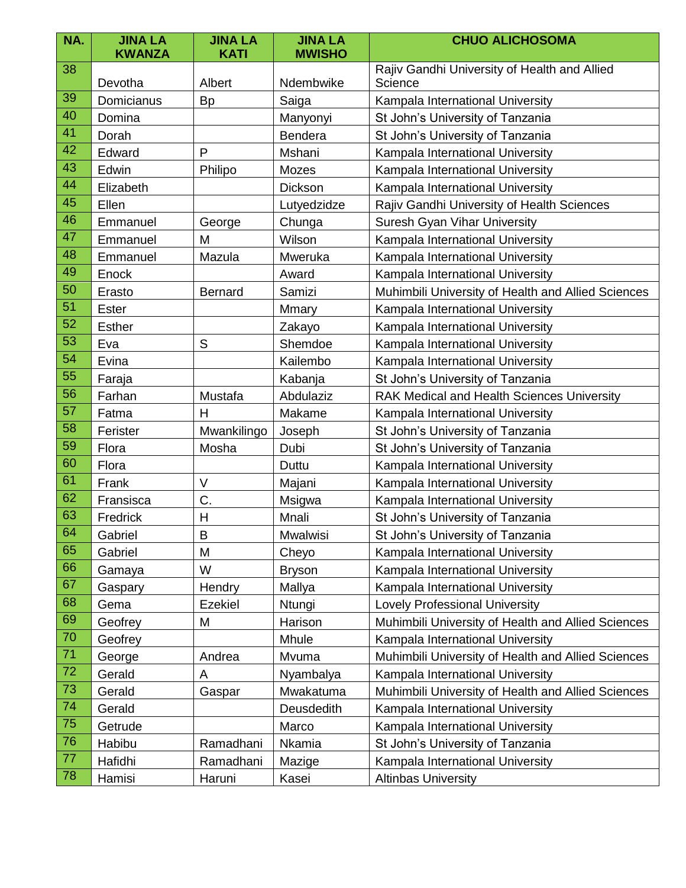| NA. | JINA LA KWANZA | JINA LA KATI | JINA LA MWISHO | CHUO ALICHOSOMA |
|---|---|---|---|---|
| 38 | Devotha | Albert | Ndembwike | Rajiv Gandhi University of Health and Allied Science |
| 39 | Domicianus | Bp | Saiga | Kampala International University |
| 40 | Domina | | Manyonyi | St John's University of Tanzania |
| 41 | Dorah | | Bendera | St John's University of Tanzania |
| 42 | Edward | P | Mshani | Kampala International University |
| 43 | Edwin | Philipo | Mozes | Kampala International University |
| 44 | Elizabeth | | Dickson | Kampala International University |
| 45 | Ellen | | Lutyedzidze | Rajiv Gandhi University of Health Sciences |
| 46 | Emmanuel | George | Chunga | Suresh Gyan Vihar University |
| 47 | Emmanuel | M | Wilson | Kampala International University |
| 48 | Emmanuel | Mazula | Mweruka | Kampala International University |
| 49 | Enock | | Award | Kampala International University |
| 50 | Erasto | Bernard | Samizi | Muhimbili University of Health and Allied Sciences |
| 51 | Ester | | Mmary | Kampala International University |
| 52 | Esther | | Zakayo | Kampala International University |
| 53 | Eva | S | Shemdoe | Kampala International University |
| 54 | Evina | | Kailembo | Kampala International University |
| 55 | Faraja | | Kabanja | St John's University of Tanzania |
| 56 | Farhan | Mustafa | Abdulaziz | RAK Medical and Health Sciences University |
| 57 | Fatma | H | Makame | Kampala International University |
| 58 | Ferister | Mwankilingo | Joseph | St John's University of Tanzania |
| 59 | Flora | Mosha | Dubi | St John's University of Tanzania |
| 60 | Flora | | Duttu | Kampala International University |
| 61 | Frank | V | Majani | Kampala International University |
| 62 | Fransisca | C. | Msigwa | Kampala International University |
| 63 | Fredrick | H | Mnali | St John's University of Tanzania |
| 64 | Gabriel | B | Mwalwisi | St John's University of Tanzania |
| 65 | Gabriel | M | Cheyo | Kampala International University |
| 66 | Gamaya | W | Bryson | Kampala International University |
| 67 | Gaspary | Hendry | Mallya | Kampala International University |
| 68 | Gema | Ezekiel | Ntungi | Lovely Professional University |
| 69 | Geofrey | M | Harison | Muhimbili University of Health and Allied Sciences |
| 70 | Geofrey | | Mhule | Kampala International University |
| 71 | George | Andrea | Mvuma | Muhimbili University of Health and Allied Sciences |
| 72 | Gerald | A | Nyambalya | Kampala International University |
| 73 | Gerald | Gaspar | Mwakatuma | Muhimbili University of Health and Allied Sciences |
| 74 | Gerald | | Deusdedith | Kampala International University |
| 75 | Getrude | | Marco | Kampala International University |
| 76 | Habibu | Ramadhani | Nkamia | St John's University of Tanzania |
| 77 | Hafidhi | Ramadhani | Mazige | Kampala International University |
| 78 | Hamisi | Haruni | Kasei | Altinbas University |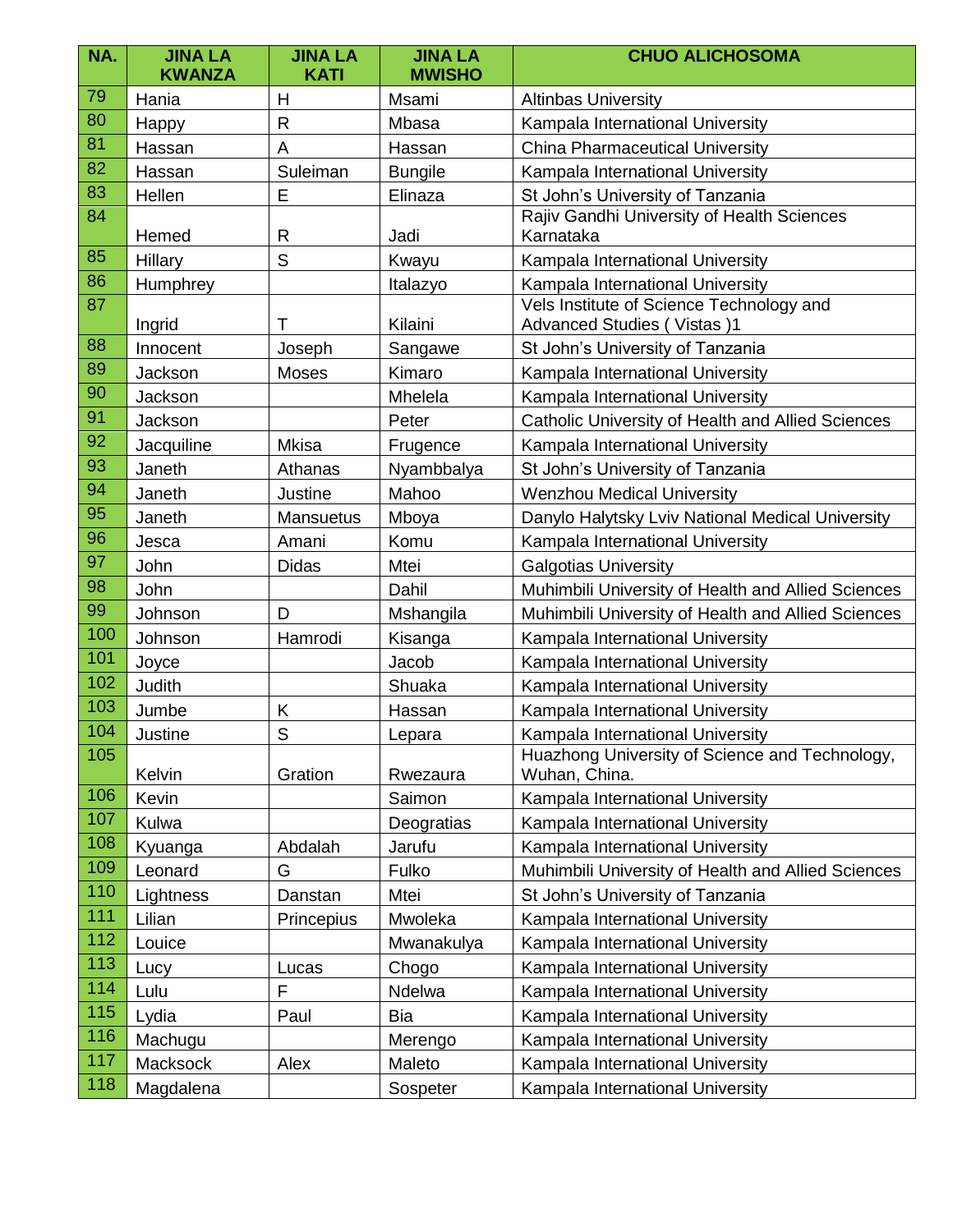| NA. | JINA LA KWANZA | JINA LA KATI | JINA LA MWISHO | CHUO ALICHOSOMA |
|---|---|---|---|---|
| 79 | Hania | H | Msami | Altinbas University |
| 80 | Happy | R | Mbasa | Kampala International University |
| 81 | Hassan | A | Hassan | China Pharmaceutical University |
| 82 | Hassan | Suleiman | Bungile | Kampala International University |
| 83 | Hellen | E | Elinaza | St John's University of Tanzania |
| 84 | Hemed | R | Jadi | Rajiv Gandhi University of Health Sciences Karnataka |
| 85 | Hillary | S | Kwayu | Kampala International University |
| 86 | Humphrey | | Italazyo | Kampala International University |
| 87 | Ingrid | T | Kilaini | Vels Institute of Science Technology and Advanced Studies ( Vistas )1 |
| 88 | Innocent | Joseph | Sangawe | St John's University of Tanzania |
| 89 | Jackson | Moses | Kimaro | Kampala International University |
| 90 | Jackson | | Mhelela | Kampala International University |
| 91 | Jackson | | Peter | Catholic University of Health and Allied Sciences |
| 92 | Jacquiline | Mkisa | Frugence | Kampala International University |
| 93 | Janeth | Athanas | Nyambbalya | St John's University of Tanzania |
| 94 | Janeth | Justine | Mahoo | Wenzhou Medical University |
| 95 | Janeth | Mansuetus | Mboya | Danylo Halytsky Lviv National Medical University |
| 96 | Jesca | Amani | Komu | Kampala International University |
| 97 | John | Didas | Mtei | Galgotias University |
| 98 | John | | Dahil | Muhimbili University of Health and Allied Sciences |
| 99 | Johnson | D | Mshangila | Muhimbili University of Health and Allied Sciences |
| 100 | Johnson | Hamrodi | Kisanga | Kampala International University |
| 101 | Joyce | | Jacob | Kampala International University |
| 102 | Judith | | Shuaka | Kampala International University |
| 103 | Jumbe | K | Hassan | Kampala International University |
| 104 | Justine | S | Lepara | Kampala International University |
| 105 | Kelvin | Gration | Rwezaura | Huazhong University of Science and Technology, Wuhan, China. |
| 106 | Kevin | | Saimon | Kampala International University |
| 107 | Kulwa | | Deogratias | Kampala International University |
| 108 | Kyuanga | Abdalah | Jarufu | Kampala International University |
| 109 | Leonard | G | Fulko | Muhimbili University of Health and Allied Sciences |
| 110 | Lightness | Danstan | Mtei | St John's University of Tanzania |
| 111 | Lilian | Princepius | Mwoleka | Kampala International University |
| 112 | Louice | | Mwanakulya | Kampala International University |
| 113 | Lucy | Lucas | Chogo | Kampala International University |
| 114 | Lulu | F | Ndelwa | Kampala International University |
| 115 | Lydia | Paul | Bia | Kampala International University |
| 116 | Machugu | | Merengo | Kampala International University |
| 117 | Macksock | Alex | Maleto | Kampala International University |
| 118 | Magdalena | | Sospeter | Kampala International University |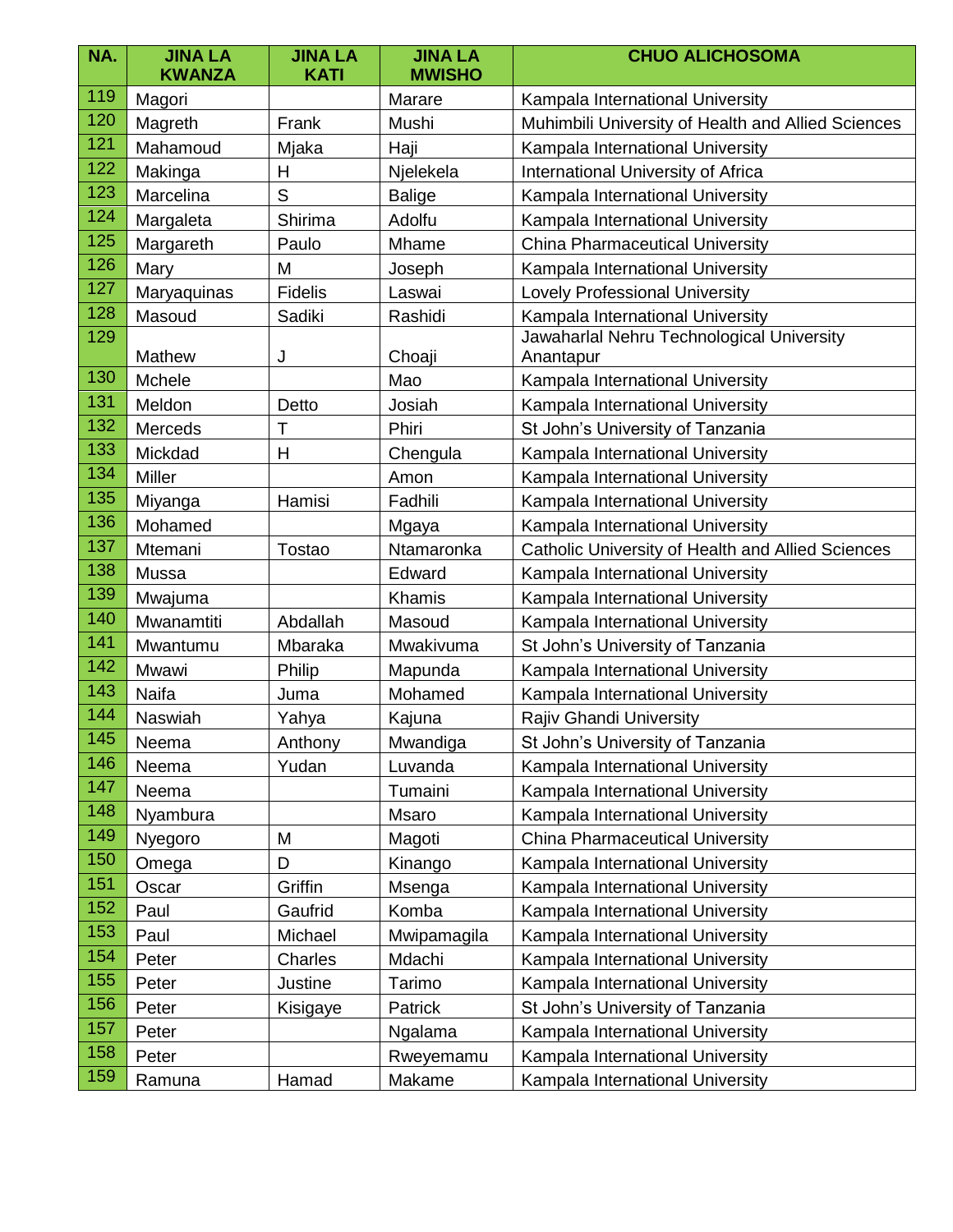| NA. | JINA LA KWANZA | JINA LA KATI | JINA LA MWISHO | CHUO ALICHOSOMA |
|---|---|---|---|---|
| 119 | Magori | | Marare | Kampala International University |
| 120 | Magreth | Frank | Mushi | Muhimbili University of Health and Allied Sciences |
| 121 | Mahamoud | Mjaka | Haji | Kampala International University |
| 122 | Makinga | H | Njelekela | International University of Africa |
| 123 | Marcelina | S | Balige | Kampala International University |
| 124 | Margaleta | Shirima | Adolfu | Kampala International University |
| 125 | Margareth | Paulo | Mhame | China Pharmaceutical University |
| 126 | Mary | M | Joseph | Kampala International University |
| 127 | Maryaquinas | Fidelis | Laswai | Lovely Professional University |
| 128 | Masoud | Sadiki | Rashidi | Kampala International University |
| 129 | Mathew | J | Choaji | Jawaharlal Nehru Technological University Anantapur |
| 130 | Mchele | | Mao | Kampala International University |
| 131 | Meldon | Detto | Josiah | Kampala International University |
| 132 | Merceds | T | Phiri | St John's University of Tanzania |
| 133 | Mickdad | H | Chengula | Kampala International University |
| 134 | Miller | | Amon | Kampala International University |
| 135 | Miyanga | Hamisi | Fadhili | Kampala International University |
| 136 | Mohamed | | Mgaya | Kampala International University |
| 137 | Mtemani | Tostao | Ntamaronka | Catholic University of Health and Allied Sciences |
| 138 | Mussa | | Edward | Kampala International University |
| 139 | Mwajuma | | Khamis | Kampala International University |
| 140 | Mwanamtiti | Abdallah | Masoud | Kampala International University |
| 141 | Mwantumu | Mbaraka | Mwakivuma | St John's University of Tanzania |
| 142 | Mwawi | Philip | Mapunda | Kampala International University |
| 143 | Naifa | Juma | Mohamed | Kampala International University |
| 144 | Naswiah | Yahya | Kajuna | Rajiv Ghandi University |
| 145 | Neema | Anthony | Mwandiga | St John's University of Tanzania |
| 146 | Neema | Yudan | Luvanda | Kampala International University |
| 147 | Neema | | Tumaini | Kampala International University |
| 148 | Nyambura | | Msaro | Kampala International University |
| 149 | Nyegoro | M | Magoti | China Pharmaceutical University |
| 150 | Omega | D | Kinango | Kampala International University |
| 151 | Oscar | Griffin | Msenga | Kampala International University |
| 152 | Paul | Gaufrid | Komba | Kampala International University |
| 153 | Paul | Michael | Mwipamagila | Kampala International University |
| 154 | Peter | Charles | Mdachi | Kampala International University |
| 155 | Peter | Justine | Tarimo | Kampala International University |
| 156 | Peter | Kisigaye | Patrick | St John's University of Tanzania |
| 157 | Peter | | Ngalama | Kampala International University |
| 158 | Peter | | Rweyemamu | Kampala International University |
| 159 | Ramuna | Hamad | Makame | Kampala International University |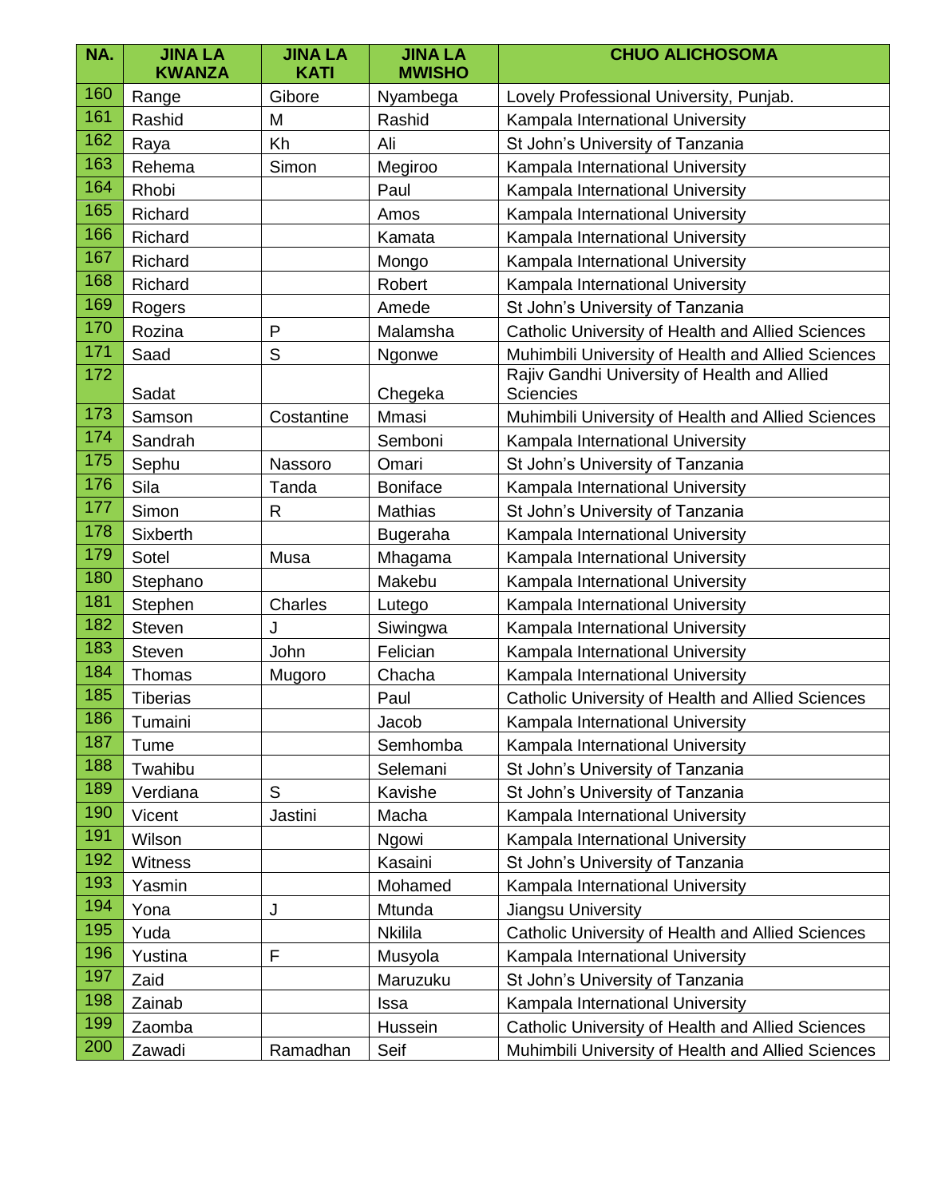| NA. | JINA LA KWANZA | JINA LA KATI | JINA LA MWISHO | CHUO ALICHOSOMA |
|---|---|---|---|---|
| 160 | Range | Gibore | Nyambega | Lovely Professional University, Punjab. |
| 161 | Rashid | M | Rashid | Kampala International University |
| 162 | Raya | Kh | Ali | St John's University of Tanzania |
| 163 | Rehema | Simon | Megiroo | Kampala International University |
| 164 | Rhobi | | Paul | Kampala International University |
| 165 | Richard | | Amos | Kampala International University |
| 166 | Richard | | Kamata | Kampala International University |
| 167 | Richard | | Mongo | Kampala International University |
| 168 | Richard | | Robert | Kampala International University |
| 169 | Rogers | | Amede | St John's University of Tanzania |
| 170 | Rozina | P | Malamsha | Catholic University of Health and Allied Sciences |
| 171 | Saad | S | Ngonwe | Muhimbili University of Health and Allied Sciences |
| 172 | Sadat | | Chegeka | Rajiv Gandhi University of Health and Allied Sciencies |
| 173 | Samson | Costantine | Mmasi | Muhimbili University of Health and Allied Sciences |
| 174 | Sandrah | | Semboni | Kampala International University |
| 175 | Sephu | Nassoro | Omari | St John's University of Tanzania |
| 176 | Sila | Tanda | Boniface | Kampala International University |
| 177 | Simon | R | Mathias | St John's University of Tanzania |
| 178 | Sixberth | | Bugeraha | Kampala International University |
| 179 | Sotel | Musa | Mhagama | Kampala International University |
| 180 | Stephano | | Makebu | Kampala International University |
| 181 | Stephen | Charles | Lutego | Kampala International University |
| 182 | Steven | J | Siwingwa | Kampala International University |
| 183 | Steven | John | Felician | Kampala International University |
| 184 | Thomas | Mugoro | Chacha | Kampala International University |
| 185 | Tiberias | | Paul | Catholic University of Health and Allied Sciences |
| 186 | Tumaini | | Jacob | Kampala International University |
| 187 | Tume | | Semhomba | Kampala International University |
| 188 | Twahibu | | Selemani | St John's University of Tanzania |
| 189 | Verdiana | S | Kavishe | St John's University of Tanzania |
| 190 | Vicent | Jastini | Macha | Kampala International University |
| 191 | Wilson | | Ngowi | Kampala International University |
| 192 | Witness | | Kasaini | St John's University of Tanzania |
| 193 | Yasmin | | Mohamed | Kampala International University |
| 194 | Yona | J | Mtunda | Jiangsu University |
| 195 | Yuda | | Nkilila | Catholic University of Health and Allied Sciences |
| 196 | Yustina | F | Musyola | Kampala International University |
| 197 | Zaid | | Maruzuku | St John's University of Tanzania |
| 198 | Zainab | | Issa | Kampala International University |
| 199 | Zaomba | | Hussein | Catholic University of Health and Allied Sciences |
| 200 | Zawadi | Ramadhan | Seif | Muhimbili University of Health and Allied Sciences |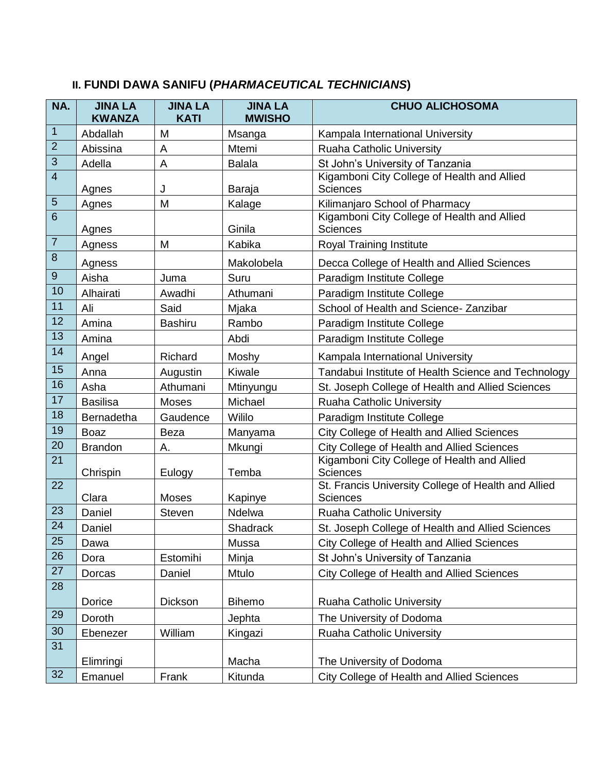## II. FUNDI DAWA SANIFU (*PHARMACEUTICAL TECHNICIANS*)

| NA. | JINA LA KWANZA | JINA LA KATI | JINA LA MWISHO | CHUO ALICHOSOMA |
|---|---|---|---|---|
| 1 | Abdallah | M | Msanga | Kampala International University |
| 2 | Abissina | A | Mtemi | Ruaha Catholic University |
| 3 | Adella | A | Balala | St John's University of Tanzania |
| 4 | Agnes | J | Baraja | Kigamboni City College of Health and Allied Sciences |
| 5 | Agnes | M | Kalage | Kilimanjaro School of Pharmacy |
| 6 | Agnes | | Ginila | Kigamboni City College of Health and Allied Sciences |
| 7 | Agness | M | Kabika | Royal Training Institute |
| 8 | Agness | | Makolobela | Decca College of Health and Allied Sciences |
| 9 | Aisha | Juma | Suru | Paradigm Institute College |
| 10 | Alhairati | Awadhi | Athumani | Paradigm Institute College |
| 11 | Ali | Said | Mjaka | School of Health and Science- Zanzibar |
| 12 | Amina | Bashiru | Rambo | Paradigm Institute College |
| 13 | Amina | | Abdi | Paradigm Institute College |
| 14 | Angel | Richard | Moshy | Kampala International University |
| 15 | Anna | Augustin | Kiwale | Tandabui Institute of Health Science and Technology |
| 16 | Asha | Athumani | Mtinyungu | St. Joseph College of Health and Allied Sciences |
| 17 | Basilisa | Moses | Michael | Ruaha Catholic University |
| 18 | Bernadetha | Gaudence | Wililo | Paradigm Institute College |
| 19 | Boaz | Beza | Manyama | City College of Health and Allied Sciences |
| 20 | Brandon | A. | Mkungi | City College of Health and Allied Sciences |
| 21 | Chrispin | Eulogy | Temba | Kigamboni City College of Health and Allied Sciences |
| 22 | Clara | Moses | Kapinye | St. Francis University College of Health and Allied Sciences |
| 23 | Daniel | Steven | Ndelwa | Ruaha Catholic University |
| 24 | Daniel | | Shadrack | St. Joseph College of Health and Allied Sciences |
| 25 | Dawa | | Mussa | City College of Health and Allied Sciences |
| 26 | Dora | Estomihi | Minja | St John's University of Tanzania |
| 27 | Dorcas | Daniel | Mtulo | City College of Health and Allied Sciences |
| 28 | Dorice | Dickson | Bihemo | Ruaha Catholic University |
| 29 | Doroth | | Jephta | The University of Dodoma |
| 30 | Ebenezer | William | Kingazi | Ruaha Catholic University |
| 31 | Elimringi | | Macha | The University of Dodoma |
| 32 | Emanuel | Frank | Kitunda | City College of Health and Allied Sciences |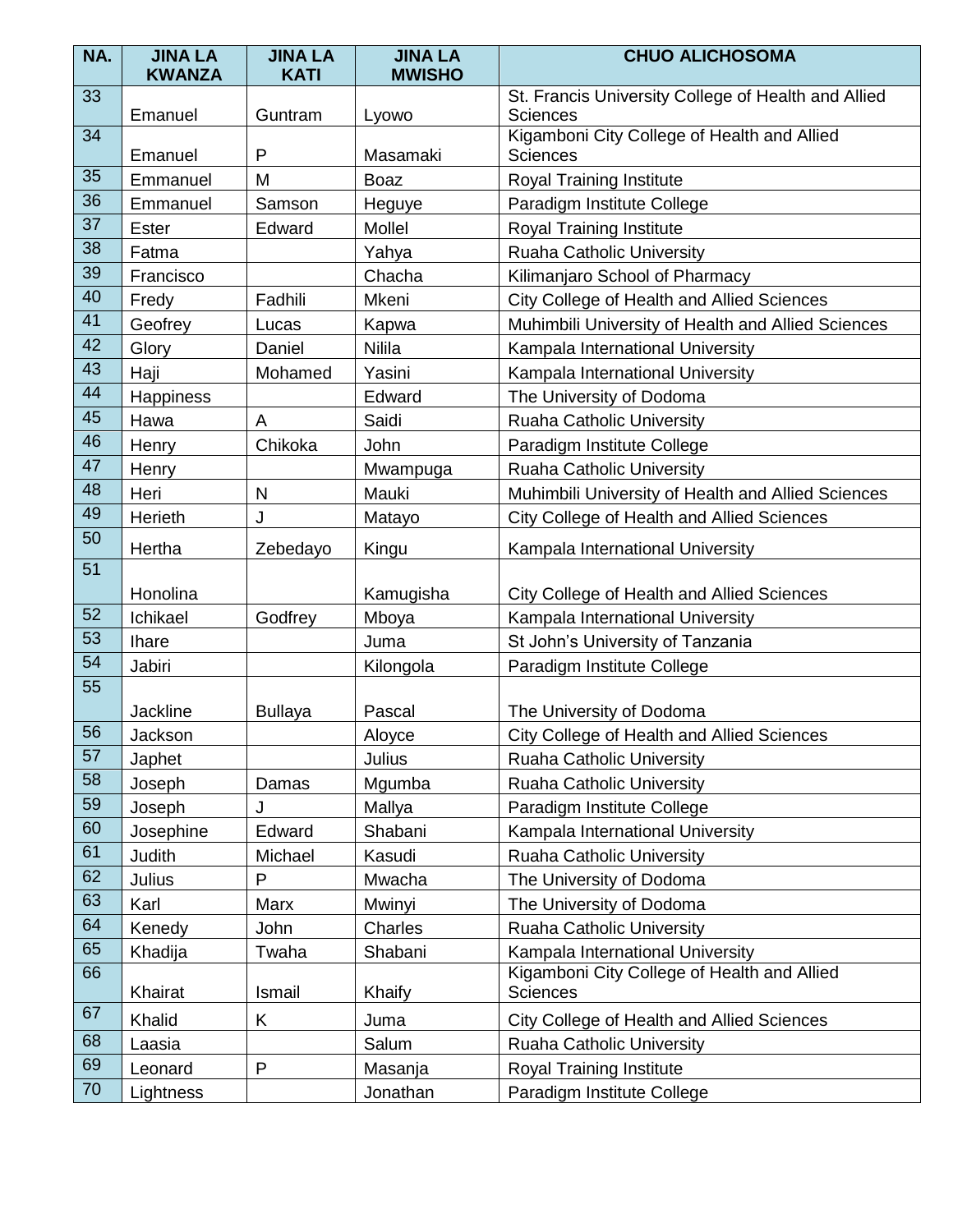| NA. | JINA LA KWANZA | JINA LA KATI | JINA LA MWISHO | CHUO ALICHOSOMA |
|---|---|---|---|---|
| 33 | Emanuel | Guntram | Lyowo | St. Francis University College of Health and Allied Sciences |
| 34 | Emanuel | P | Masamaki | Kigamboni City College of Health and Allied Sciences |
| 35 | Emmanuel | M | Boaz | Royal Training Institute |
| 36 | Emmanuel | Samson | Heguye | Paradigm Institute College |
| 37 | Ester | Edward | Mollel | Royal Training Institute |
| 38 | Fatma | | Yahya | Ruaha Catholic University |
| 39 | Francisco | | Chacha | Kilimanjaro School of Pharmacy |
| 40 | Fredy | Fadhili | Mkeni | City College of Health and Allied Sciences |
| 41 | Geofrey | Lucas | Kapwa | Muhimbili University of Health and Allied Sciences |
| 42 | Glory | Daniel | Nilila | Kampala International University |
| 43 | Haji | Mohamed | Yasini | Kampala International University |
| 44 | Happiness | | Edward | The University of Dodoma |
| 45 | Hawa | A | Saidi | Ruaha Catholic University |
| 46 | Henry | Chikoka | John | Paradigm Institute College |
| 47 | Henry | | Mwampuga | Ruaha Catholic University |
| 48 | Heri | N | Mauki | Muhimbili University of Health and Allied Sciences |
| 49 | Herieth | J | Matayo | City College of Health and Allied Sciences |
| 50 | Hertha | Zebedayo | Kingu | Kampala International University |
| 51 | Honolina | | Kamugisha | City College of Health and Allied Sciences |
| 52 | Ichikael | Godfrey | Mboya | Kampala International University |
| 53 | Ihare | | Juma | St John's University of Tanzania |
| 54 | Jabiri | | Kilongola | Paradigm Institute College |
| 55 | Jackline | Bullaya | Pascal | The University of Dodoma |
| 56 | Jackson | | Aloyce | City College of Health and Allied Sciences |
| 57 | Japhet | | Julius | Ruaha Catholic University |
| 58 | Joseph | Damas | Mgumba | Ruaha Catholic University |
| 59 | Joseph | J | Mallya | Paradigm Institute College |
| 60 | Josephine | Edward | Shabani | Kampala International University |
| 61 | Judith | Michael | Kasudi | Ruaha Catholic University |
| 62 | Julius | P | Mwacha | The University of Dodoma |
| 63 | Karl | Marx | Mwinyi | The University of Dodoma |
| 64 | Kenedy | John | Charles | Ruaha Catholic University |
| 65 | Khadija | Twaha | Shabani | Kampala International University |
| 66 | Khairat | Ismail | Khaify | Kigamboni City College of Health and Allied Sciences |
| 67 | Khalid | K | Juma | City College of Health and Allied Sciences |
| 68 | Laasia | | Salum | Ruaha Catholic University |
| 69 | Leonard | P | Masanja | Royal Training Institute |
| 70 | Lightness | | Jonathan | Paradigm Institute College |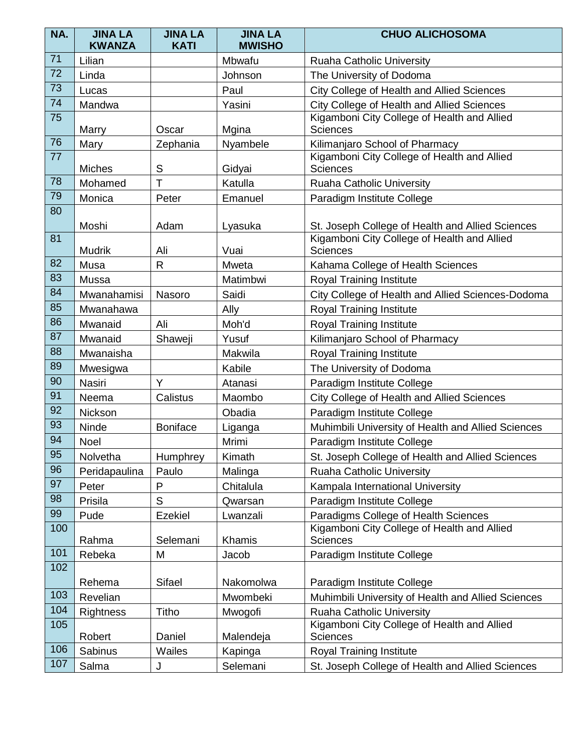| NA. | JINA LA KWANZA | JINA LA KATI | JINA LA MWISHO | CHUO ALICHOSOMA |
|---|---|---|---|---|
| 71 | Lilian | | Mbwafu | Ruaha Catholic University |
| 72 | Linda | | Johnson | The University of Dodoma |
| 73 | Lucas | | Paul | City College of Health and Allied Sciences |
| 74 | Mandwa | | Yasini | City College of Health and Allied Sciences |
| 75 | Marry | Oscar | Mgina | Kigamboni City College of Health and Allied Sciences |
| 76 | Mary | Zephania | Nyambele | Kilimanjaro School of Pharmacy |
| 77 | Miches | S | Gidyai | Kigamboni City College of Health and Allied Sciences |
| 78 | Mohamed | T | Katulla | Ruaha Catholic University |
| 79 | Monica | Peter | Emanuel | Paradigm Institute College |
| 80 | Moshi | Adam | Lyasuka | St. Joseph College of Health and Allied Sciences |
| 81 | Mudrik | Ali | Vuai | Kigamboni City College of Health and Allied Sciences |
| 82 | Musa | R | Mweta | Kahama College of Health Sciences |
| 83 | Mussa | | Matimbwi | Royal Training Institute |
| 84 | Mwanahamisi | Nasoro | Saidi | City College of Health and Allied Sciences-Dodoma |
| 85 | Mwanahawa | | Ally | Royal Training Institute |
| 86 | Mwanaid | Ali | Moh'd | Royal Training Institute |
| 87 | Mwanaid | Shaweji | Yusuf | Kilimanjaro School of Pharmacy |
| 88 | Mwanaisha | | Makwila | Royal Training Institute |
| 89 | Mwesigwa | | Kabile | The University of Dodoma |
| 90 | Nasiri | Y | Atanasi | Paradigm Institute College |
| 91 | Neema | Calistus | Maombo | City College of Health and Allied Sciences |
| 92 | Nickson | | Obadia | Paradigm Institute College |
| 93 | Ninde | Boniface | Liganga | Muhimbili University of Health and Allied Sciences |
| 94 | Noel | | Mrimi | Paradigm Institute College |
| 95 | Nolvetha | Humphrey | Kimath | St. Joseph College of Health and Allied Sciences |
| 96 | Peridapaulina | Paulo | Malinga | Ruaha Catholic University |
| 97 | Peter | P | Chitalula | Kampala International University |
| 98 | Prisila | S | Qwarsan | Paradigm Institute College |
| 99 | Pude | Ezekiel | Lwanzali | Paradigms College of Health Sciences |
| 100 | Rahma | Selemani | Khamis | Kigamboni City College of Health and Allied Sciences |
| 101 | Rebeka | M | Jacob | Paradigm Institute College |
| 102 | Rehema | Sifael | Nakomolwa | Paradigm Institute College |
| 103 | Revelian | | Mwombeki | Muhimbili University of Health and Allied Sciences |
| 104 | Rightness | Titho | Mwogofi | Ruaha Catholic University |
| 105 | Robert | Daniel | Malendeja | Kigamboni City College of Health and Allied Sciences |
| 106 | Sabinus | Wailes | Kapinga | Royal Training Institute |
| 107 | Salma | J | Selemani | St. Joseph College of Health and Allied Sciences |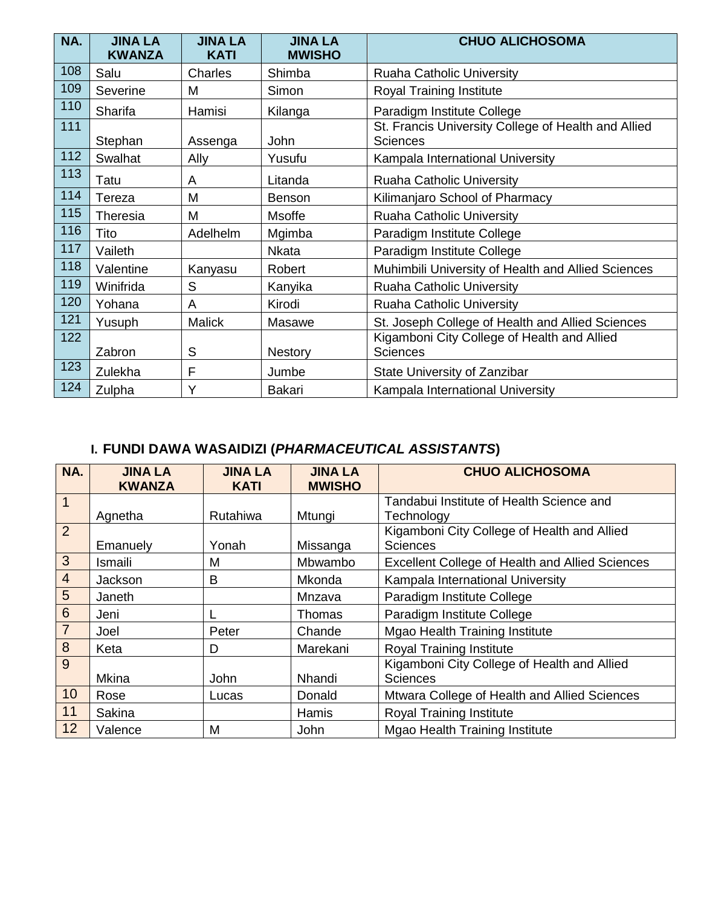| NA. | JINA LA KWANZA | JINA LA KATI | JINA LA MWISHO | CHUO ALICHOSOMA |
|---|---|---|---|---|
| 108 | Salu | Charles | Shimba | Ruaha Catholic University |
| 109 | Severine | M | Simon | Royal Training Institute |
| 110 | Sharifa | Hamisi | Kilanga | Paradigm Institute College |
| 111 | Stephan | Assenga | John | St. Francis University College of Health and Allied Sciences |
| 112 | Swalhat | Ally | Yusufu | Kampala International University |
| 113 | Tatu | A | Litanda | Ruaha Catholic University |
| 114 | Tereza | M | Benson | Kilimanjaro School of Pharmacy |
| 115 | Theresia | M | Msoffe | Ruaha Catholic University |
| 116 | Tito | Adelhelm | Mgimba | Paradigm Institute College |
| 117 | Vaileth | | Nkata | Paradigm Institute College |
| 118 | Valentine | Kanyasu | Robert | Muhimbili University of Health and Allied Sciences |
| 119 | Winifrida | S | Kanyika | Ruaha Catholic University |
| 120 | Yohana | A | Kirodi | Ruaha Catholic University |
| 121 | Yusuph | Malick | Masawe | St. Joseph College of Health and Allied Sciences |
| 122 | Zabron | S | Nestory | Kigamboni City College of Health and Allied Sciences |
| 123 | Zulekha | F | Jumbe | State University of Zanzibar |
| 124 | Zulpha | Y | Bakari | Kampala International University |

### I. FUNDI DAWA WASAIDIZI (*PHARMACEUTICAL ASSISTANTS*)

| NA. | JINA LA KWANZA | JINA LA KATI | JINA LA MWISHO | CHUO ALICHOSOMA |
|---|---|---|---|---|
| 1 | Agnetha | Rutahiwa | Mtungi | Tandabui Institute of Health Science and Technology |
| 2 | Emanuely | Yonah | Missanga | Kigamboni City College of Health and Allied Sciences |
| 3 | Ismaili | M | Mbwambo | Excellent College of Health and Allied Sciences |
| 4 | Jackson | B | Mkonda | Kampala International University |
| 5 | Janeth | | Mnzava | Paradigm Institute College |
| 6 | Jeni | L | Thomas | Paradigm Institute College |
| 7 | Joel | Peter | Chande | Mgao Health Training Institute |
| 8 | Keta | D | Marekani | Royal Training Institute |
| 9 | Mkina | John | Nhandi | Kigamboni City College of Health and Allied Sciences |
| 10 | Rose | Lucas | Donald | Mtwara College of Health and Allied Sciences |
| 11 | Sakina | | Hamis | Royal Training Institute |
| 12 | Valence | M | John | Mgao Health Training Institute |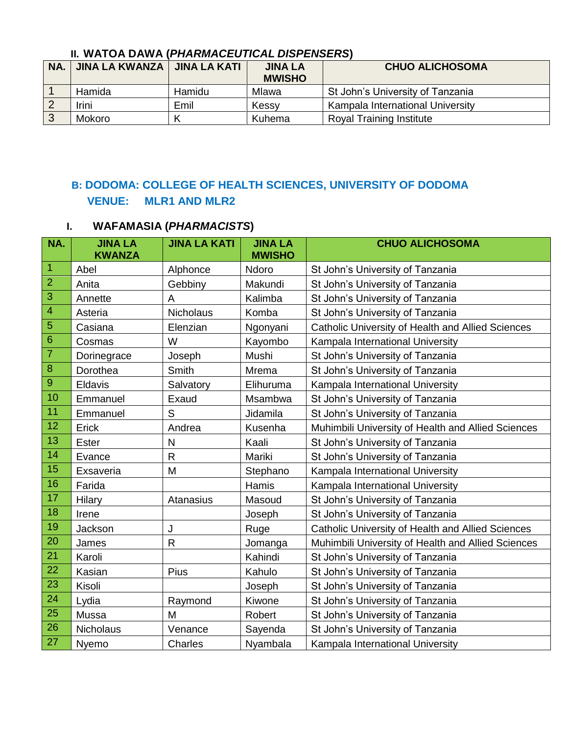### II. WATOA DAWA (*PHARMACEUTICAL DISPENSERS*)

| NA. | JINA LA KWANZA | JINA LA KATI | JINA LA MWISHO | CHUO ALICHOSOMA |
|---|---|---|---|---|
| 1 | Hamida | Hamidu | Mlawa | St John's University of Tanzania |
| 2 | Irini | Emil | Kessy | Kampala International University |
| 3 | Mokoro | K | Kuhema | Royal Training Institute |

## B: DODOMA: COLLEGE OF HEALTH SCIENCES, UNIVERSITY OF DODOMA
## VENUE: MLR1 AND MLR2

### I. WAFAMASIA (*PHARMACISTS*)

| NA. | JINA LA KWANZA | JINA LA KATI | JINA LA MWISHO | CHUO ALICHOSOMA |
|---|---|---|---|---|
| 1 | Abel | Alphonce | Ndoro | St John's University of Tanzania |
| 2 | Anita | Gebbiny | Makundi | St John's University of Tanzania |
| 3 | Annette | A | Kalimba | St John's University of Tanzania |
| 4 | Asteria | Nicholaus | Komba | St John's University of Tanzania |
| 5 | Casiana | Elenzian | Ngonyani | Catholic University of Health and Allied Sciences |
| 6 | Cosmas | W | Kayombo | Kampala International University |
| 7 | Dorinegrace | Joseph | Mushi | St John's University of Tanzania |
| 8 | Dorothea | Smith | Mrema | St John's University of Tanzania |
| 9 | Eldavis | Salvatory | Elihuruma | Kampala International University |
| 10 | Emmanuel | Exaud | Msambwa | St John's University of Tanzania |
| 11 | Emmanuel | S | Jidamila | St John's University of Tanzania |
| 12 | Erick | Andrea | Kusenha | Muhimbili University of Health and Allied Sciences |
| 13 | Ester | N | Kaali | St John's University of Tanzania |
| 14 | Evance | R | Mariki | St John's University of Tanzania |
| 15 | Exsaveria | M | Stephano | Kampala International University |
| 16 | Farida | | Hamis | Kampala International University |
| 17 | Hilary | Atanasius | Masoud | St John's University of Tanzania |
| 18 | Irene | | Joseph | St John's University of Tanzania |
| 19 | Jackson | J | Ruge | Catholic University of Health and Allied Sciences |
| 20 | James | R | Jomanga | Muhimbili University of Health and Allied Sciences |
| 21 | Karoli | | Kahindi | St John's University of Tanzania |
| 22 | Kasian | Pius | Kahulo | St John's University of Tanzania |
| 23 | Kisoli | | Joseph | St John's University of Tanzania |
| 24 | Lydia | Raymond | Kiwone | St John's University of Tanzania |
| 25 | Mussa | M | Robert | St John's University of Tanzania |
| 26 | Nicholaus | Venance | Sayenda | St John's University of Tanzania |
| 27 | Nyemo | Charles | Nyambala | Kampala International University |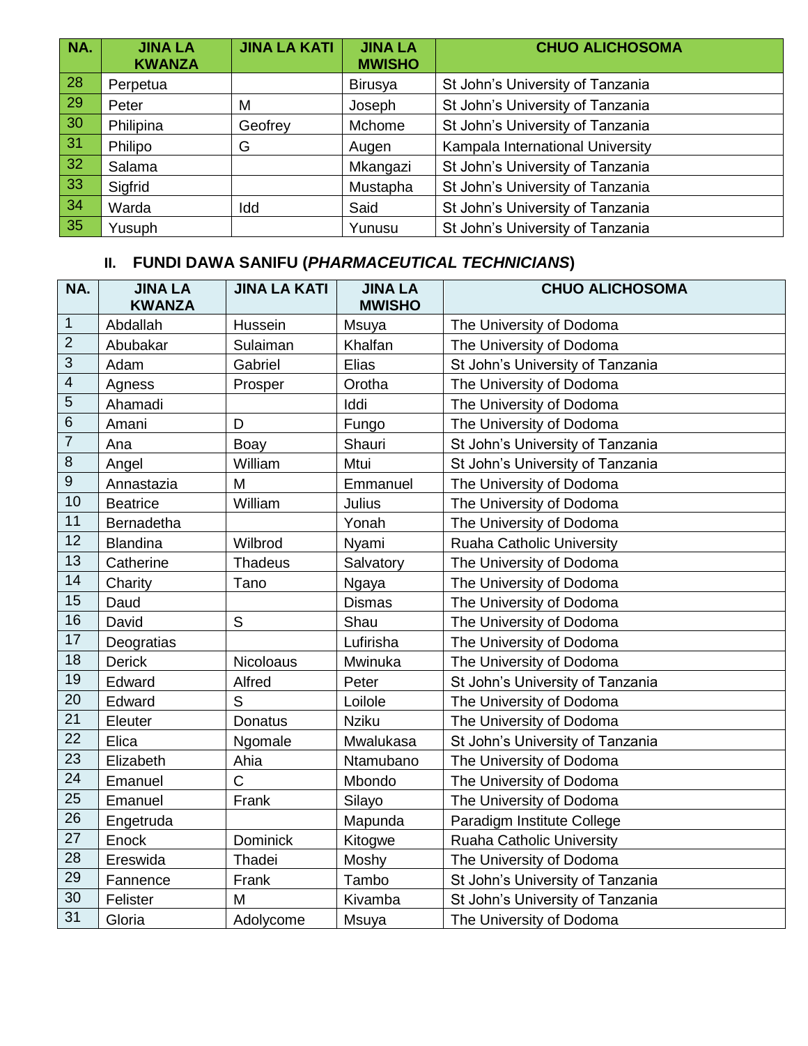| NA. | JINA LA KWANZA | JINA LA KATI | JINA LA MWISHO | CHUO ALICHOSOMA |
|---|---|---|---|---|
| 28 | Perpetua | | Birusya | St John's University of Tanzania |
| 29 | Peter | M | Joseph | St John's University of Tanzania |
| 30 | Philipina | Geofrey | Mchome | St John's University of Tanzania |
| 31 | Philipo | G | Augen | Kampala International University |
| 32 | Salama | | Mkangazi | St John's University of Tanzania |
| 33 | Sigfrid | | Mustapha | St John's University of Tanzania |
| 34 | Warda | Idd | Said | St John's University of Tanzania |
| 35 | Yusuph | | Yunusu | St John's University of Tanzania |

### II. FUNDI DAWA SANIFU (*PHARMACEUTICAL TECHNICIANS*)

| NA. | JINA LA KWANZA | JINA LA KATI | JINA LA MWISHO | CHUO ALICHOSOMA |
|---|---|---|---|---|
| 1 | Abdallah | Hussein | Msuya | The University of Dodoma |
| 2 | Abubakar | Sulaiman | Khalfan | The University of Dodoma |
| 3 | Adam | Gabriel | Elias | St John's University of Tanzania |
| 4 | Agness | Prosper | Orotha | The University of Dodoma |
| 5 | Ahamadi | | Iddi | The University of Dodoma |
| 6 | Amani | D | Fungo | The University of Dodoma |
| 7 | Ana | Boay | Shauri | St John's University of Tanzania |
| 8 | Angel | William | Mtui | St John's University of Tanzania |
| 9 | Annastazia | M | Emmanuel | The University of Dodoma |
| 10 | Beatrice | William | Julius | The University of Dodoma |
| 11 | Bernadetha | | Yonah | The University of Dodoma |
| 12 | Blandina | Wilbrod | Nyami | Ruaha Catholic University |
| 13 | Catherine | Thadeus | Salvatory | The University of Dodoma |
| 14 | Charity | Tano | Ngaya | The University of Dodoma |
| 15 | Daud | | Dismas | The University of Dodoma |
| 16 | David | S | Shau | The University of Dodoma |
| 17 | Deogratias | | Lufirisha | The University of Dodoma |
| 18 | Derick | Nicoloaus | Mwinuka | The University of Dodoma |
| 19 | Edward | Alfred | Peter | St John's University of Tanzania |
| 20 | Edward | S | Loilole | The University of Dodoma |
| 21 | Eleuter | Donatus | Nziku | The University of Dodoma |
| 22 | Elica | Ngomale | Mwalukasa | St John's University of Tanzania |
| 23 | Elizabeth | Ahia | Ntamubano | The University of Dodoma |
| 24 | Emanuel | C | Mbondo | The University of Dodoma |
| 25 | Emanuel | Frank | Silayo | The University of Dodoma |
| 26 | Engetruda | | Mapunda | Paradigm Institute College |
| 27 | Enock | Dominick | Kitogwe | Ruaha Catholic University |
| 28 | Ereswida | Thadei | Moshy | The University of Dodoma |
| 29 | Fannence | Frank | Tambo | St John's University of Tanzania |
| 30 | Felister | M | Kivamba | St John's University of Tanzania |
| 31 | Gloria | Adolycome | Msuya | The University of Dodoma |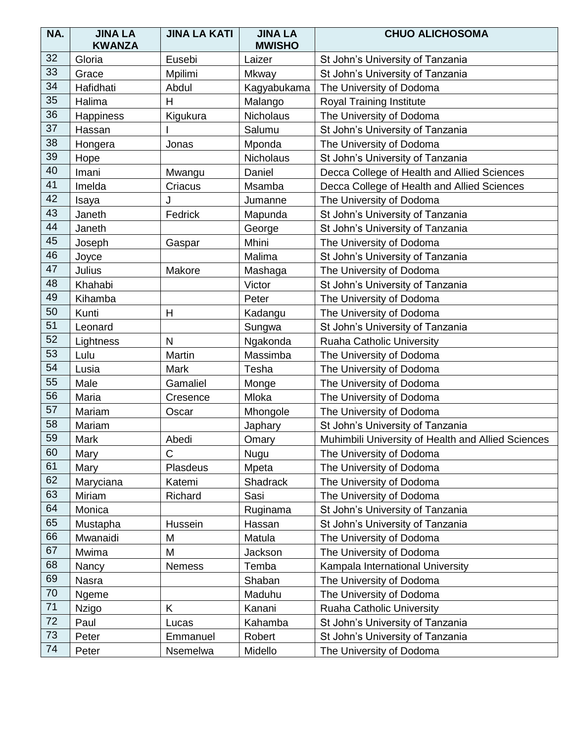| NA. | JINA LA KWANZA | JINA LA KATI | JINA LA MWISHO | CHUO ALICHOSOMA |
|---|---|---|---|---|
| 32 | Gloria | Eusebi | Laizer | St John's University of Tanzania |
| 33 | Grace | Mpilimi | Mkway | St John's University of Tanzania |
| 34 | Hafidhati | Abdul | Kagyabukama | The University of Dodoma |
| 35 | Halima | H | Malango | Royal Training Institute |
| 36 | Happiness | Kigukura | Nicholaus | The University of Dodoma |
| 37 | Hassan | I | Salumu | St John's University of Tanzania |
| 38 | Hongera | Jonas | Mponda | The University of Dodoma |
| 39 | Hope | | Nicholaus | St John's University of Tanzania |
| 40 | Imani | Mwangu | Daniel | Decca College of Health and Allied Sciences |
| 41 | Imelda | Criacus | Msamba | Decca College of Health and Allied Sciences |
| 42 | Isaya | J | Jumanne | The University of Dodoma |
| 43 | Janeth | Fedrick | Mapunda | St John's University of Tanzania |
| 44 | Janeth | | George | St John's University of Tanzania |
| 45 | Joseph | Gaspar | Mhini | The University of Dodoma |
| 46 | Joyce | | Malima | St John's University of Tanzania |
| 47 | Julius | Makore | Mashaga | The University of Dodoma |
| 48 | Khahabi | | Victor | St John's University of Tanzania |
| 49 | Kihamba | | Peter | The University of Dodoma |
| 50 | Kunti | H | Kadangu | The University of Dodoma |
| 51 | Leonard | | Sungwa | St John's University of Tanzania |
| 52 | Lightness | N | Ngakonda | Ruaha Catholic University |
| 53 | Lulu | Martin | Massimba | The University of Dodoma |
| 54 | Lusia | Mark | Tesha | The University of Dodoma |
| 55 | Male | Gamaliel | Monge | The University of Dodoma |
| 56 | Maria | Cresence | Mloka | The University of Dodoma |
| 57 | Mariam | Oscar | Mhongole | The University of Dodoma |
| 58 | Mariam | | Japhary | St John's University of Tanzania |
| 59 | Mark | Abedi | Omary | Muhimbili University of Health and Allied Sciences |
| 60 | Mary | C | Nugu | The University of Dodoma |
| 61 | Mary | Plasdeus | Mpeta | The University of Dodoma |
| 62 | Maryciana | Katemi | Shadrack | The University of Dodoma |
| 63 | Miriam | Richard | Sasi | The University of Dodoma |
| 64 | Monica | | Ruginama | St John's University of Tanzania |
| 65 | Mustapha | Hussein | Hassan | St John's University of Tanzania |
| 66 | Mwanaidi | M | Matula | The University of Dodoma |
| 67 | Mwima | M | Jackson | The University of Dodoma |
| 68 | Nancy | Nemess | Temba | Kampala International University |
| 69 | Nasra | | Shaban | The University of Dodoma |
| 70 | Ngeme | | Maduhu | The University of Dodoma |
| 71 | Nzigo | K | Kanani | Ruaha Catholic University |
| 72 | Paul | Lucas | Kahamba | St John's University of Tanzania |
| 73 | Peter | Emmanuel | Robert | St John's University of Tanzania |
| 74 | Peter | Nsemelwa | Midello | The University of Dodoma |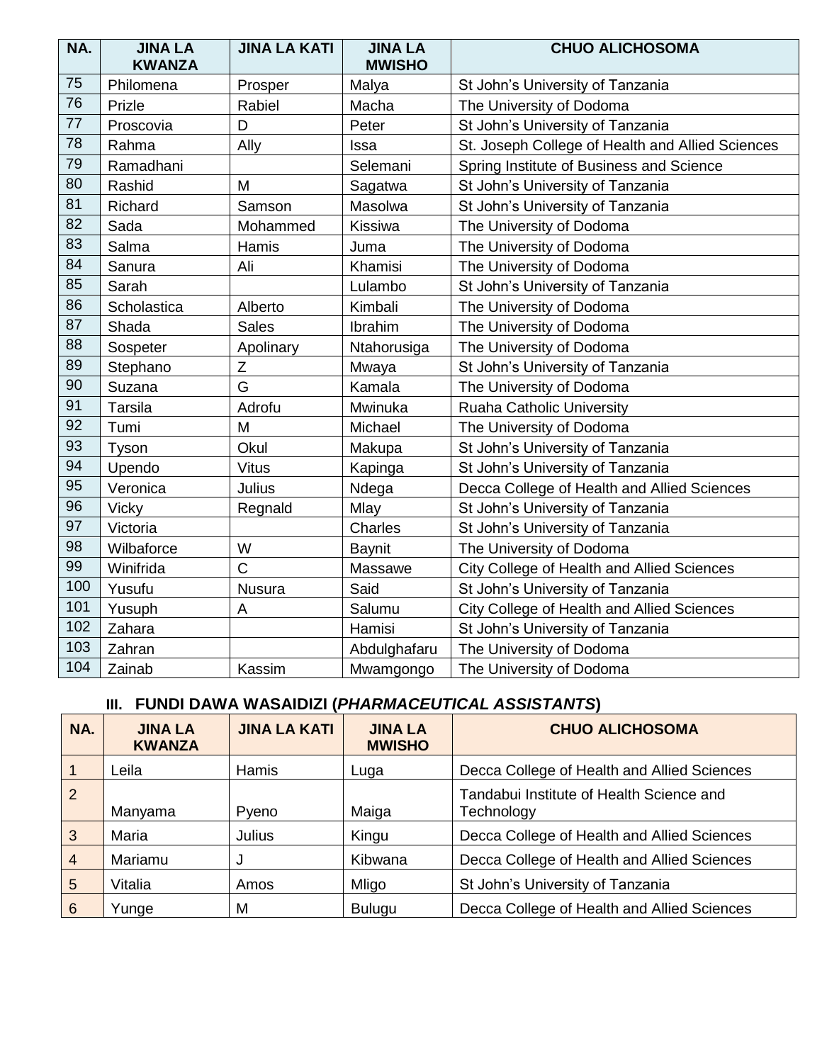| NA. | JINA LA KWANZA | JINA LA KATI | JINA LA MWISHO | CHUO ALICHOSOMA |
|---|---|---|---|---|
| 75 | Philomena | Prosper | Malya | St John's University of Tanzania |
| 76 | Prizle | Rabiel | Macha | The University of Dodoma |
| 77 | Proscovia | D | Peter | St John's University of Tanzania |
| 78 | Rahma | Ally | Issa | St. Joseph College of Health and Allied Sciences |
| 79 | Ramadhani | | Selemani | Spring Institute of Business and Science |
| 80 | Rashid | M | Sagatwa | St John's University of Tanzania |
| 81 | Richard | Samson | Masolwa | St John's University of Tanzania |
| 82 | Sada | Mohammed | Kissiwa | The University of Dodoma |
| 83 | Salma | Hamis | Juma | The University of Dodoma |
| 84 | Sanura | Ali | Khamisi | The University of Dodoma |
| 85 | Sarah | | Lulambo | St John's University of Tanzania |
| 86 | Scholastica | Alberto | Kimbali | The University of Dodoma |
| 87 | Shada | Sales | Ibrahim | The University of Dodoma |
| 88 | Sospeter | Apolinary | Ntahorusiga | The University of Dodoma |
| 89 | Stephano | Z | Mwaya | St John's University of Tanzania |
| 90 | Suzana | G | Kamala | The University of Dodoma |
| 91 | Tarsila | Adrofu | Mwinuka | Ruaha Catholic University |
| 92 | Tumi | M | Michael | The University of Dodoma |
| 93 | Tyson | Okul | Makupa | St John's University of Tanzania |
| 94 | Upendo | Vitus | Kapinga | St John's University of Tanzania |
| 95 | Veronica | Julius | Ndega | Decca College of Health and Allied Sciences |
| 96 | Vicky | Regnald | Mlay | St John's University of Tanzania |
| 97 | Victoria | | Charles | St John's University of Tanzania |
| 98 | Wilbaforce | W | Baynit | The University of Dodoma |
| 99 | Winifrida | C | Massawe | City College of Health and Allied Sciences |
| 100 | Yusufu | Nusura | Said | St John's University of Tanzania |
| 101 | Yusuph | A | Salumu | City College of Health and Allied Sciences |
| 102 | Zahara | | Hamisi | St John's University of Tanzania |
| 103 | Zahran | | Abdulghafaru | The University of Dodoma |
| 104 | Zainab | Kassim | Mwamgongo | The University of Dodoma |

### III. FUNDI DAWA WASAIDIZI (*PHARMACEUTICAL ASSISTANTS*)

| NA. | JINA LA KWANZA | JINA LA KATI | JINA LA MWISHO | CHUO ALICHOSOMA |
|---|---|---|---|---|
| 1 | Leila | Hamis | Luga | Decca College of Health and Allied Sciences |
| 2 | Manyama | Pyeno | Maiga | Tandabui Institute of Health Science and Technology |
| 3 | Maria | Julius | Kingu | Decca College of Health and Allied Sciences |
| 4 | Mariamu | J | Kibwana | Decca College of Health and Allied Sciences |
| 5 | Vitalia | Amos | Mligo | St John's University of Tanzania |
| 6 | Yunge | M | Bulugu | Decca College of Health and Allied Sciences |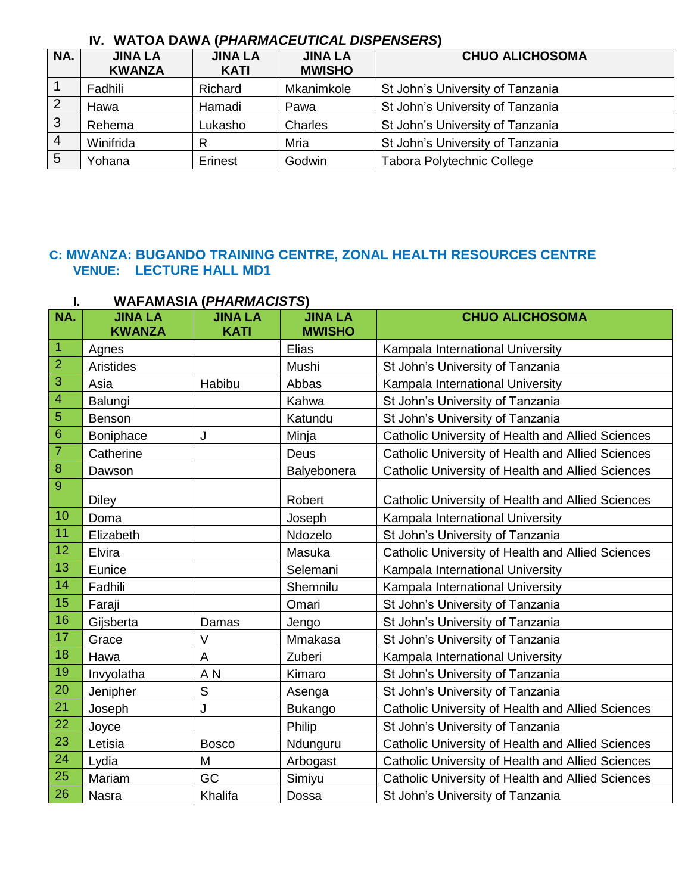### IV. WATOA DAWA (*PHARMACEUTICAL DISPENSERS*)

| NA. | JINA LA KWANZA | JINA LA KATI | JINA LA MWISHO | CHUO ALICHOSOMA |
|---|---|---|---|---|
| 1 | Fadhili | Richard | Mkanimkole | St John's University of Tanzania |
| 2 | Hawa | Hamadi | Pawa | St John's University of Tanzania |
| 3 | Rehema | Lukasho | Charles | St John's University of Tanzania |
| 4 | Winifrida | R | Mria | St John's University of Tanzania |
| 5 | Yohana | Erinest | Godwin | Tabora Polytechnic College |

## C: MWANZA: BUGANDO TRAINING CENTRE, ZONAL HEALTH RESOURCES CENTRE
### VENUE: LECTURE HALL MD1

### I. WAFAMASIA (*PHARMACISTS*)

| NA. | JINA LA KWANZA | JINA LA KATI | JINA LA MWISHO | CHUO ALICHOSOMA |
|---|---|---|---|---|
| 1 | Agnes | | Elias | Kampala International University |
| 2 | Aristides | | Mushi | St John's University of Tanzania |
| 3 | Asia | Habibu | Abbas | Kampala International University |
| 4 | Balungi | | Kahwa | St John's University of Tanzania |
| 5 | Benson | | Katundu | St John's University of Tanzania |
| 6 | Boniphace | J | Minja | Catholic University of Health and Allied Sciences |
| 7 | Catherine | | Deus | Catholic University of Health and Allied Sciences |
| 8 | Dawson | | Balyebonera | Catholic University of Health and Allied Sciences |
| 9 | Diley | | Robert | Catholic University of Health and Allied Sciences |
| 10 | Doma | | Joseph | Kampala International University |
| 11 | Elizabeth | | Ndozelo | St John's University of Tanzania |
| 12 | Elvira | | Masuka | Catholic University of Health and Allied Sciences |
| 13 | Eunice | | Selemani | Kampala International University |
| 14 | Fadhili | | Shemnilu | Kampala International University |
| 15 | Faraji | | Omari | St John's University of Tanzania |
| 16 | Gijsberta | Damas | Jengo | St John's University of Tanzania |
| 17 | Grace | V | Mmakasa | St John's University of Tanzania |
| 18 | Hawa | A | Zuberi | Kampala International University |
| 19 | Invyolatha | A N | Kimaro | St John's University of Tanzania |
| 20 | Jenipher | S | Asenga | St John's University of Tanzania |
| 21 | Joseph | J | Bukango | Catholic University of Health and Allied Sciences |
| 22 | Joyce | | Philip | St John's University of Tanzania |
| 23 | Letisia | Bosco | Ndunguru | Catholic University of Health and Allied Sciences |
| 24 | Lydia | M | Arbogast | Catholic University of Health and Allied Sciences |
| 25 | Mariam | GC | Simiyu | Catholic University of Health and Allied Sciences |
| 26 | Nasra | Khalifa | Dossa | St John's University of Tanzania |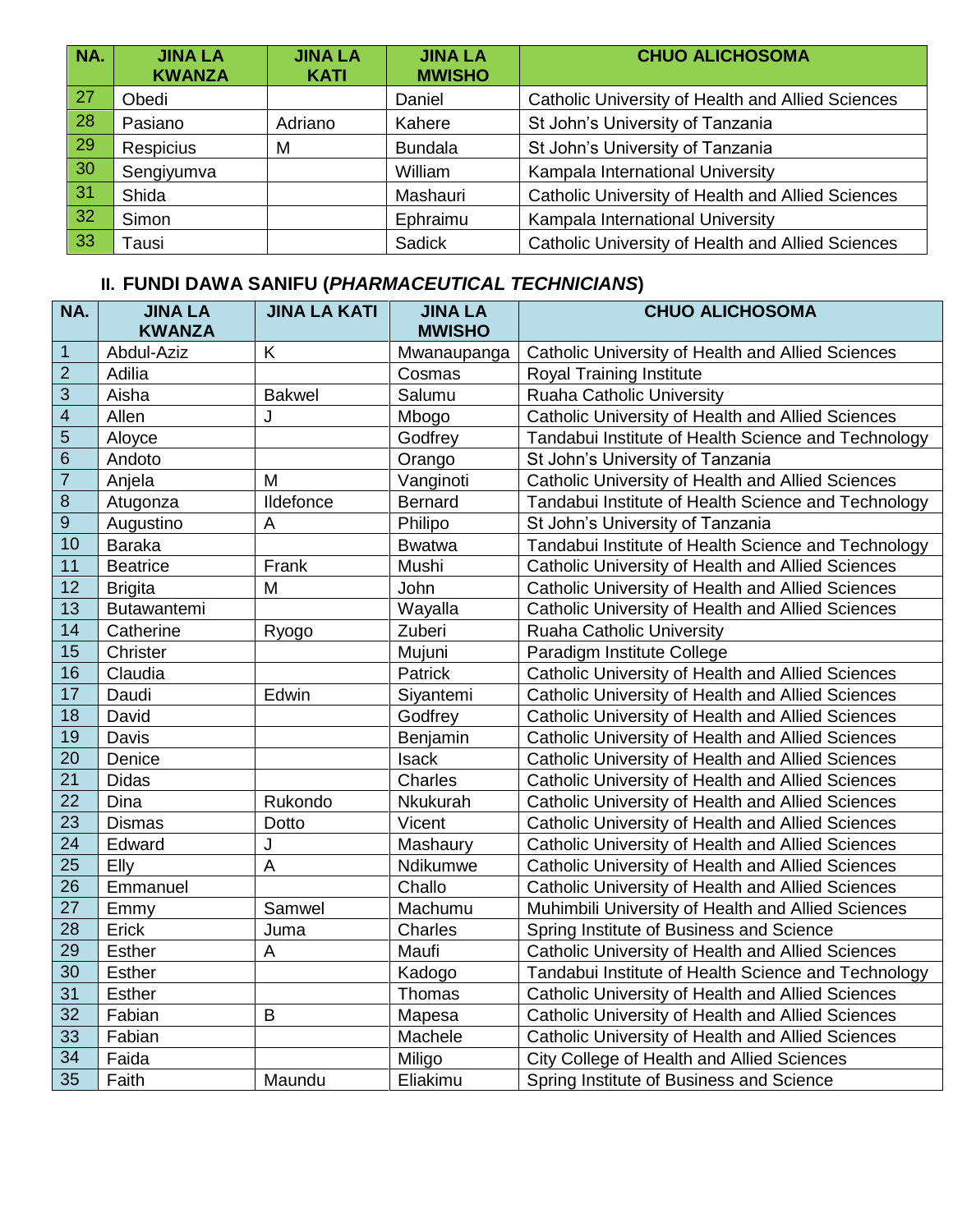| NA. | JINA LA KWANZA | JINA LA KATI | JINA LA MWISHO | CHUO ALICHOSOMA |
|---|---|---|---|---|
| 27 | Obedi | | Daniel | Catholic University of Health and Allied Sciences |
| 28 | Pasiano | Adriano | Kahere | St John's University of Tanzania |
| 29 | Respicius | M | Bundala | St John's University of Tanzania |
| 30 | Sengiyumva | | William | Kampala International University |
| 31 | Shida | | Mashauri | Catholic University of Health and Allied Sciences |
| 32 | Simon | | Ephraimu | Kampala International University |
| 33 | Tausi | | Sadick | Catholic University of Health and Allied Sciences |

## II. FUNDI DAWA SANIFU (*PHARMACEUTICAL TECHNICIANS*)

| NA. | JINA LA KWANZA | JINA LA KATI | JINA LA MWISHO | CHUO ALICHOSOMA |
|---|---|---|---|---|
| 1 | Abdul-Aziz | K | Mwanaupanga | Catholic University of Health and Allied Sciences |
| 2 | Adilia | | Cosmas | Royal Training Institute |
| 3 | Aisha | Bakwel | Salumu | Ruaha Catholic University |
| 4 | Allen | J | Mbogo | Catholic University of Health and Allied Sciences |
| 5 | Aloyce | | Godfrey | Tandabui Institute of Health Science and Technology |
| 6 | Andoto | | Orango | St John's University of Tanzania |
| 7 | Anjela | M | Vanginoti | Catholic University of Health and Allied Sciences |
| 8 | Atugonza | Ildefonce | Bernard | Tandabui Institute of Health Science and Technology |
| 9 | Augustino | A | Philipo | St John's University of Tanzania |
| 10 | Baraka | | Bwatwa | Tandabui Institute of Health Science and Technology |
| 11 | Beatrice | Frank | Mushi | Catholic University of Health and Allied Sciences |
| 12 | Brigita | M | John | Catholic University of Health and Allied Sciences |
| 13 | Butawantemi | | Wayalla | Catholic University of Health and Allied Sciences |
| 14 | Catherine | Ryogo | Zuberi | Ruaha Catholic University |
| 15 | Christer | | Mujuni | Paradigm Institute College |
| 16 | Claudia | | Patrick | Catholic University of Health and Allied Sciences |
| 17 | Daudi | Edwin | Siyantemi | Catholic University of Health and Allied Sciences |
| 18 | David | | Godfrey | Catholic University of Health and Allied Sciences |
| 19 | Davis | | Benjamin | Catholic University of Health and Allied Sciences |
| 20 | Denice | | Isack | Catholic University of Health and Allied Sciences |
| 21 | Didas | | Charles | Catholic University of Health and Allied Sciences |
| 22 | Dina | Rukondo | Nkukurah | Catholic University of Health and Allied Sciences |
| 23 | Dismas | Dotto | Vicent | Catholic University of Health and Allied Sciences |
| 24 | Edward | J | Mashaury | Catholic University of Health and Allied Sciences |
| 25 | Elly | A | Ndikumwe | Catholic University of Health and Allied Sciences |
| 26 | Emmanuel | | Challo | Catholic University of Health and Allied Sciences |
| 27 | Emmy | Samwel | Machumu | Muhimbili University of Health and Allied Sciences |
| 28 | Erick | Juma | Charles | Spring Institute of Business and Science |
| 29 | Esther | A | Maufi | Catholic University of Health and Allied Sciences |
| 30 | Esther | | Kadogo | Tandabui Institute of Health Science and Technology |
| 31 | Esther | | Thomas | Catholic University of Health and Allied Sciences |
| 32 | Fabian | B | Mapesa | Catholic University of Health and Allied Sciences |
| 33 | Fabian | | Machele | Catholic University of Health and Allied Sciences |
| 34 | Faida | | Miligo | City College of Health and Allied Sciences |
| 35 | Faith | Maundu | Eliakimu | Spring Institute of Business and Science |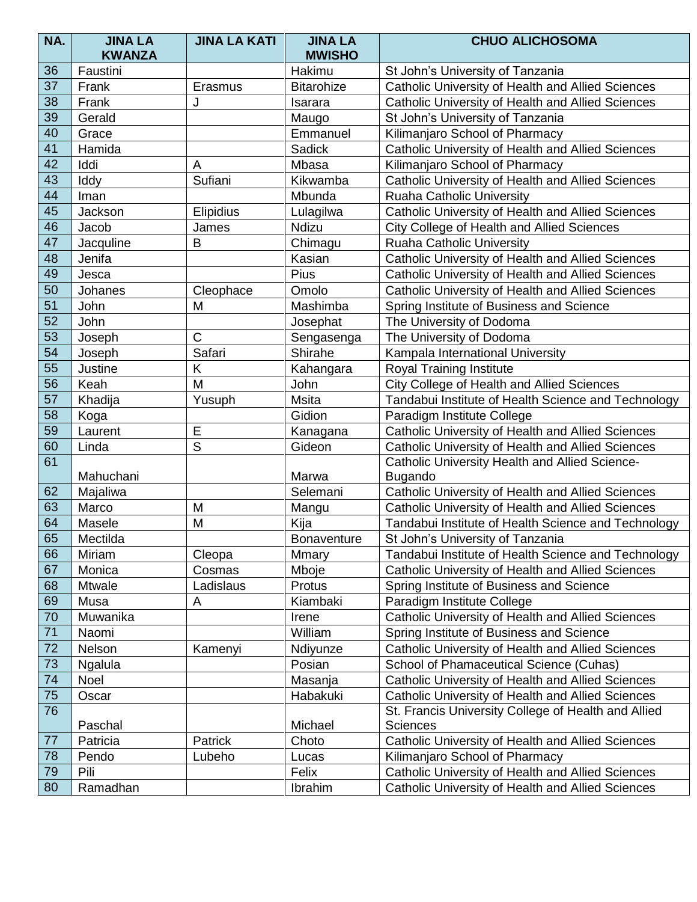| NA. | JINA LA KWANZA | JINA LA KATI | JINA LA MWISHO | CHUO ALICHOSOMA |
|---|---|---|---|---|
| 36 | Faustini | | Hakimu | St John's University of Tanzania |
| 37 | Frank | Erasmus | Bitarohize | Catholic University of Health and Allied Sciences |
| 38 | Frank | J | Isarara | Catholic University of Health and Allied Sciences |
| 39 | Gerald | | Maugo | St John's University of Tanzania |
| 40 | Grace | | Emmanuel | Kilimanjaro School of Pharmacy |
| 41 | Hamida | | Sadick | Catholic University of Health and Allied Sciences |
| 42 | Iddi | A | Mbasa | Kilimanjaro School of Pharmacy |
| 43 | Iddy | Sufiani | Kikwamba | Catholic University of Health and Allied Sciences |
| 44 | Iman | | Mbunda | Ruaha Catholic University |
| 45 | Jackson | Elipidius | Lulagilwa | Catholic University of Health and Allied Sciences |
| 46 | Jacob | James | Ndizu | City College of Health and Allied Sciences |
| 47 | Jacquline | B | Chimagu | Ruaha Catholic University |
| 48 | Jenifa | | Kasian | Catholic University of Health and Allied Sciences |
| 49 | Jesca | | Pius | Catholic University of Health and Allied Sciences |
| 50 | Johanes | Cleophace | Omolo | Catholic University of Health and Allied Sciences |
| 51 | John | M | Mashimba | Spring Institute of Business and Science |
| 52 | John | | Josephat | The University of Dodoma |
| 53 | Joseph | C | Sengasenga | The University of Dodoma |
| 54 | Joseph | Safari | Shirahe | Kampala International University |
| 55 | Justine | K | Kahangara | Royal Training Institute |
| 56 | Keah | M | John | City College of Health and Allied Sciences |
| 57 | Khadija | Yusuph | Msita | Tandabui Institute of Health Science and Technology |
| 58 | Koga | | Gidion | Paradigm Institute College |
| 59 | Laurent | E | Kanagana | Catholic University of Health and Allied Sciences |
| 60 | Linda | S | Gideon | Catholic University of Health and Allied Sciences |
| 61 | Mahuchani | | Marwa | Catholic University Health and Allied Science-Bugando |
| 62 | Majaliwa | | Selemani | Catholic University of Health and Allied Sciences |
| 63 | Marco | M | Mangu | Catholic University of Health and Allied Sciences |
| 64 | Masele | M | Kija | Tandabui Institute of Health Science and Technology |
| 65 | Mectilda | | Bonaventure | St John's University of Tanzania |
| 66 | Miriam | Cleopa | Mmary | Tandabui Institute of Health Science and Technology |
| 67 | Monica | Cosmas | Mboje | Catholic University of Health and Allied Sciences |
| 68 | Mtwale | Ladislaus | Protus | Spring Institute of Business and Science |
| 69 | Musa | A | Kiambaki | Paradigm Institute College |
| 70 | Muwanika | | Irene | Catholic University of Health and Allied Sciences |
| 71 | Naomi | | William | Spring Institute of Business and Science |
| 72 | Nelson | Kamenyi | Ndiyunze | Catholic University of Health and Allied Sciences |
| 73 | Ngalula | | Posian | School of Phamaceutical Science (Cuhas) |
| 74 | Noel | | Masanja | Catholic University of Health and Allied Sciences |
| 75 | Oscar | | Habakuki | Catholic University of Health and Allied Sciences |
| 76 | Paschal | | Michael | St. Francis University College of Health and Allied Sciences |
| 77 | Patricia | Patrick | Choto | Catholic University of Health and Allied Sciences |
| 78 | Pendo | Lubeho | Lucas | Kilimanjaro School of Pharmacy |
| 79 | Pili | | Felix | Catholic University of Health and Allied Sciences |
| 80 | Ramadhan | | Ibrahim | Catholic University of Health and Allied Sciences |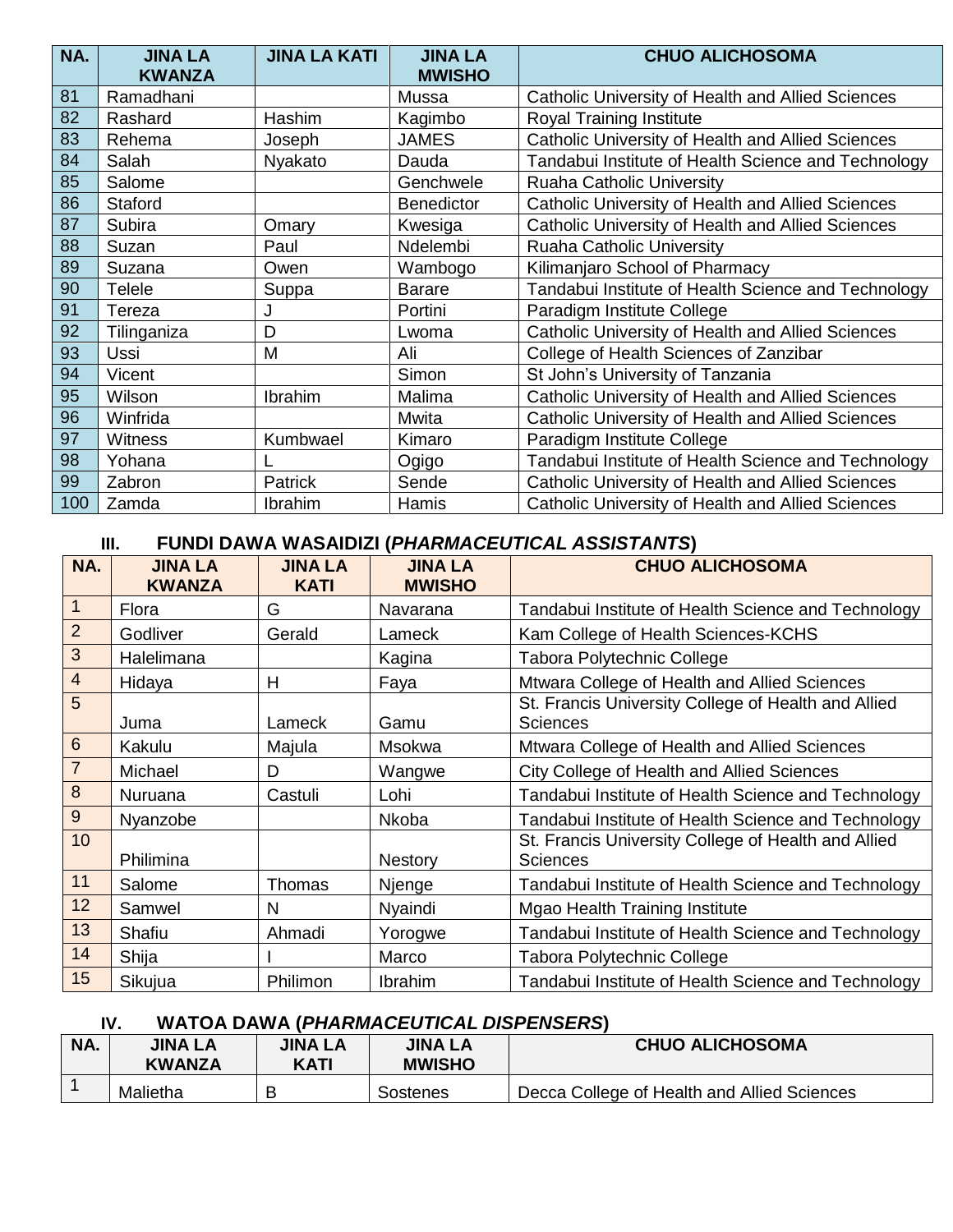| NA. | JINA LA KWANZA | JINA LA KATI | JINA LA MWISHO | CHUO ALICHOSOMA |
|---|---|---|---|---|
| 81 | Ramadhani | | Mussa | Catholic University of Health and Allied Sciences |
| 82 | Rashard | Hashim | Kagimbo | Royal Training Institute |
| 83 | Rehema | Joseph | JAMES | Catholic University of Health and Allied Sciences |
| 84 | Salah | Nyakato | Dauda | Tandabui Institute of Health Science and Technology |
| 85 | Salome | | Genchwele | Ruaha Catholic University |
| 86 | Staford | | Benedictor | Catholic University of Health and Allied Sciences |
| 87 | Subira | Omary | Kwesiga | Catholic University of Health and Allied Sciences |
| 88 | Suzan | Paul | Ndelembi | Ruaha Catholic University |
| 89 | Suzana | Owen | Wambogo | Kilimanjaro School of Pharmacy |
| 90 | Telele | Suppa | Barare | Tandabui Institute of Health Science and Technology |
| 91 | Tereza | J | Portini | Paradigm Institute College |
| 92 | Tilinganiza | D | Lwoma | Catholic University of Health and Allied Sciences |
| 93 | Ussi | M | Ali | College of Health Sciences of Zanzibar |
| 94 | Vicent | | Simon | St John's University of Tanzania |
| 95 | Wilson | Ibrahim | Malima | Catholic University of Health and Allied Sciences |
| 96 | Winfrida | | Mwita | Catholic University of Health and Allied Sciences |
| 97 | Witness | Kumbwael | Kimaro | Paradigm Institute College |
| 98 | Yohana | L | Ogigo | Tandabui Institute of Health Science and Technology |
| 99 | Zabron | Patrick | Sende | Catholic University of Health and Allied Sciences |
| 100 | Zamda | Ibrahim | Hamis | Catholic University of Health and Allied Sciences |

### III. FUNDI DAWA WASAIDIZI (*PHARMACEUTICAL ASSISTANTS*)

| NA. | JINA LA KWANZA | JINA LA KATI | JINA LA MWISHO | CHUO ALICHOSOMA |
|---|---|---|---|---|
| 1 | Flora | G | Navarana | Tandabui Institute of Health Science and Technology |
| 2 | Godliver | Gerald | Lameck | Kam College of Health Sciences-KCHS |
| 3 | Halelimana | | Kagina | Tabora Polytechnic College |
| 4 | Hidaya | H | Faya | Mtwara College of Health and Allied Sciences |
| 5 | Juma | Lameck | Gamu | St. Francis University College of Health and Allied Sciences |
| 6 | Kakulu | Majula | Msokwa | Mtwara College of Health and Allied Sciences |
| 7 | Michael | D | Wangwe | City College of Health and Allied Sciences |
| 8 | Nuruana | Castuli | Lohi | Tandabui Institute of Health Science and Technology |
| 9 | Nyanzobe | | Nkoba | Tandabui Institute of Health Science and Technology |
| 10 | Philimina | | Nestory | St. Francis University College of Health and Allied Sciences |
| 11 | Salome | Thomas | Njenge | Tandabui Institute of Health Science and Technology |
| 12 | Samwel | N | Nyaindi | Mgao Health Training Institute |
| 13 | Shafiu | Ahmadi | Yorogwe | Tandabui Institute of Health Science and Technology |
| 14 | Shija | I | Marco | Tabora Polytechnic College |
| 15 | Sikujua | Philimon | Ibrahim | Tandabui Institute of Health Science and Technology |

### IV. WATOA DAWA (*PHARMACEUTICAL DISPENSERS*)

| NA. | JINA LA KWANZA | JINA LA KATI | JINA LA MWISHO | CHUO ALICHOSOMA |
|---|---|---|---|---|
| 1 | Malietha | B | Sostenes | Decca College of Health and Allied Sciences |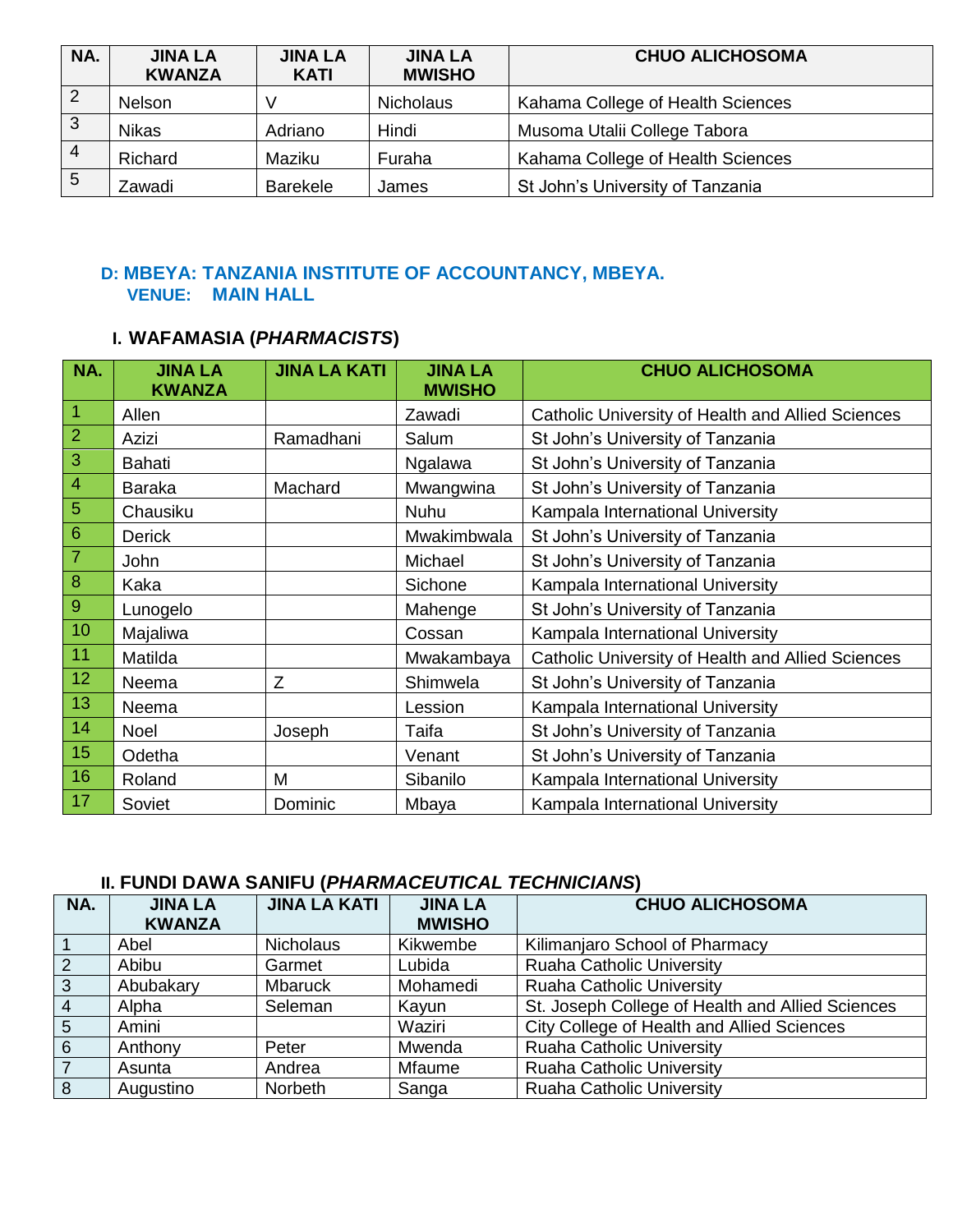| NA. | JINA LA KWANZA | JINA LA KATI | JINA LA MWISHO | CHUO ALICHOSOMA |
|---|---|---|---|---|
| 2 | Nelson | V | Nicholaus | Kahama College of Health Sciences |
| 3 | Nikas | Adriano | Hindi | Musoma Utalii College Tabora |
| 4 | Richard | Maziku | Furaha | Kahama College of Health Sciences |
| 5 | Zawadi | Barekele | James | St John's University of Tanzania |

## D: MBEYA: TANZANIA INSTITUTE OF ACCOUNTANCY, MBEYA.
### VENUE: MAIN HALL

### I. WAFAMASIA (*PHARMACISTS*)

| NA. | JINA LA KWANZA | JINA LA KATI | JINA LA MWISHO | CHUO ALICHOSOMA |
|---|---|---|---|---|
| 1 | Allen | | Zawadi | Catholic University of Health and Allied Sciences |
| 2 | Azizi | Ramadhani | Salum | St John's University of Tanzania |
| 3 | Bahati | | Ngalawa | St John's University of Tanzania |
| 4 | Baraka | Machard | Mwangwina | St John's University of Tanzania |
| 5 | Chausiku | | Nuhu | Kampala International University |
| 6 | Derick | | Mwakimbwala | St John's University of Tanzania |
| 7 | John | | Michael | St John's University of Tanzania |
| 8 | Kaka | | Sichone | Kampala International University |
| 9 | Lunogelo | | Mahenge | St John's University of Tanzania |
| 10 | Majaliwa | | Cossan | Kampala International University |
| 11 | Matilda | | Mwakambaya | Catholic University of Health and Allied Sciences |
| 12 | Neema | Z | Shimwela | St John's University of Tanzania |
| 13 | Neema | | Lession | Kampala International University |
| 14 | Noel | Joseph | Taifa | St John's University of Tanzania |
| 15 | Odetha | | Venant | St John's University of Tanzania |
| 16 | Roland | M | Sibanilo | Kampala International University |
| 17 | Soviet | Dominic | Mbaya | Kampala International University |

### II. FUNDI DAWA SANIFU (*PHARMACEUTICAL TECHNICIANS*)

| NA. | JINA LA KWANZA | JINA LA KATI | JINA LA MWISHO | CHUO ALICHOSOMA |
|---|---|---|---|---|
| 1 | Abel | Nicholaus | Kikwembe | Kilimanjaro School of Pharmacy |
| 2 | Abibu | Garmet | Lubida | Ruaha Catholic University |
| 3 | Abubakary | Mbaruck | Mohamedi | Ruaha Catholic University |
| 4 | Alpha | Seleman | Kayun | St. Joseph College of Health and Allied Sciences |
| 5 | Amini | | Waziri | City College of Health and Allied Sciences |
| 6 | Anthony | Peter | Mwenda | Ruaha Catholic University |
| 7 | Asunta | Andrea | Mfaume | Ruaha Catholic University |
| 8 | Augustino | Norbeth | Sanga | Ruaha Catholic University |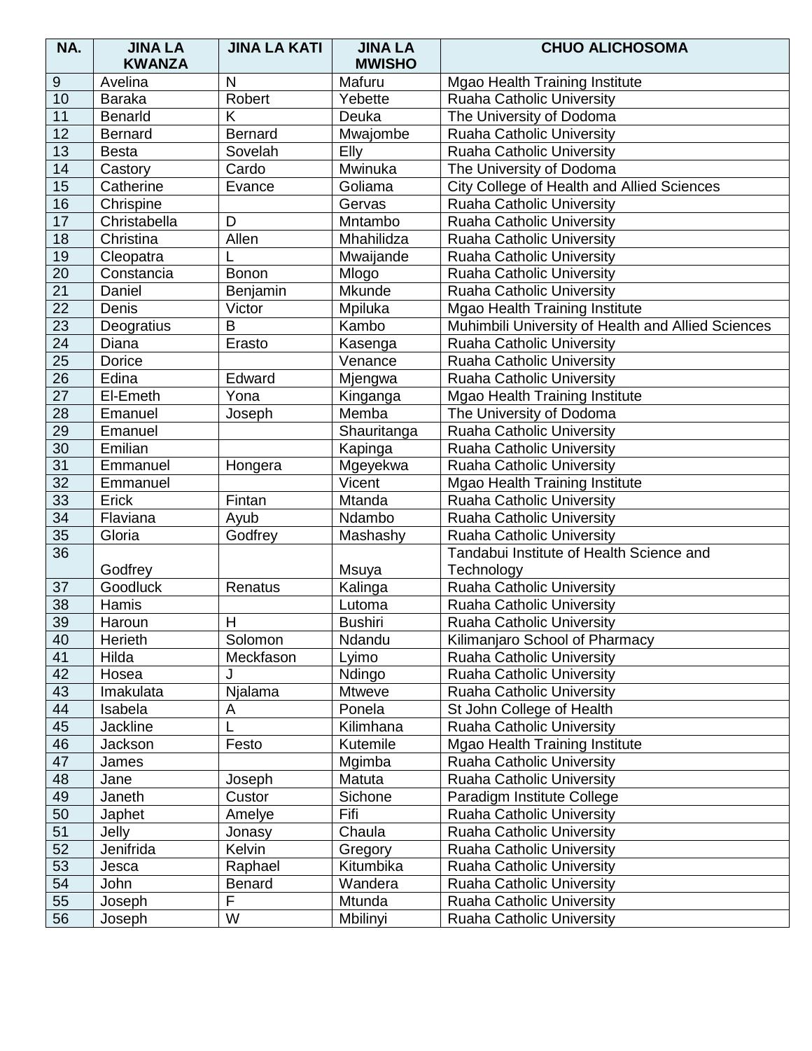| NA. | JINA LA KWANZA | JINA LA KATI | JINA LA MWISHO | CHUO ALICHOSOMA |
|---|---|---|---|---|
| 9 | Avelina | N | Mafuru | Mgao Health Training Institute |
| 10 | Baraka | Robert | Yebette | Ruaha Catholic University |
| 11 | Benarld | K | Deuka | The University of Dodoma |
| 12 | Bernard | Bernard | Mwajombe | Ruaha Catholic University |
| 13 | Besta | Sovelah | Elly | Ruaha Catholic University |
| 14 | Castory | Cardo | Mwinuka | The University of Dodoma |
| 15 | Catherine | Evance | Goliama | City College of Health and Allied Sciences |
| 16 | Chrispine | | Gervas | Ruaha Catholic University |
| 17 | Christabella | D | Mntambo | Ruaha Catholic University |
| 18 | Christina | Allen | Mhahilidza | Ruaha Catholic University |
| 19 | Cleopatra | L | Mwaijande | Ruaha Catholic University |
| 20 | Constancia | Bonon | Mlogo | Ruaha Catholic University |
| 21 | Daniel | Benjamin | Mkunde | Ruaha Catholic University |
| 22 | Denis | Victor | Mpiluka | Mgao Health Training Institute |
| 23 | Deogratius | B | Kambo | Muhimbili University of Health and Allied Sciences |
| 24 | Diana | Erasto | Kasenga | Ruaha Catholic University |
| 25 | Dorice | | Venance | Ruaha Catholic University |
| 26 | Edina | Edward | Mjengwa | Ruaha Catholic University |
| 27 | El-Emeth | Yona | Kinganga | Mgao Health Training Institute |
| 28 | Emanuel | Joseph | Memba | The University of Dodoma |
| 29 | Emanuel | | Shauritanga | Ruaha Catholic University |
| 30 | Emilian | | Kapinga | Ruaha Catholic University |
| 31 | Emmanuel | Hongera | Mgeyekwa | Ruaha Catholic University |
| 32 | Emmanuel | | Vicent | Mgao Health Training Institute |
| 33 | Erick | Fintan | Mtanda | Ruaha Catholic University |
| 34 | Flaviana | Ayub | Ndambo | Ruaha Catholic University |
| 35 | Gloria | Godfrey | Mashashy | Ruaha Catholic University |
| 36 | Godfrey | | Msuya | Tandabui Institute of Health Science and Technology |
| 37 | Goodluck | Renatus | Kalinga | Ruaha Catholic University |
| 38 | Hamis | | Lutoma | Ruaha Catholic University |
| 39 | Haroun | H | Bushiri | Ruaha Catholic University |
| 40 | Herieth | Solomon | Ndandu | Kilimanjaro School of Pharmacy |
| 41 | Hilda | Meckfason | Lyimo | Ruaha Catholic University |
| 42 | Hosea | J | Ndingo | Ruaha Catholic University |
| 43 | Imakulata | Njalama | Mtweve | Ruaha Catholic University |
| 44 | Isabela | A | Ponela | St John College of Health |
| 45 | Jackline | L | Kilimhana | Ruaha Catholic University |
| 46 | Jackson | Festo | Kutemile | Mgao Health Training Institute |
| 47 | James | | Mgimba | Ruaha Catholic University |
| 48 | Jane | Joseph | Matuta | Ruaha Catholic University |
| 49 | Janeth | Custor | Sichone | Paradigm Institute College |
| 50 | Japhet | Amelye | Fifi | Ruaha Catholic University |
| 51 | Jelly | Jonasy | Chaula | Ruaha Catholic University |
| 52 | Jenifrida | Kelvin | Gregory | Ruaha Catholic University |
| 53 | Jesca | Raphael | Kitumbika | Ruaha Catholic University |
| 54 | John | Benard | Wandera | Ruaha Catholic University |
| 55 | Joseph | F | Mtunda | Ruaha Catholic University |
| 56 | Joseph | W | Mbilinyi | Ruaha Catholic University |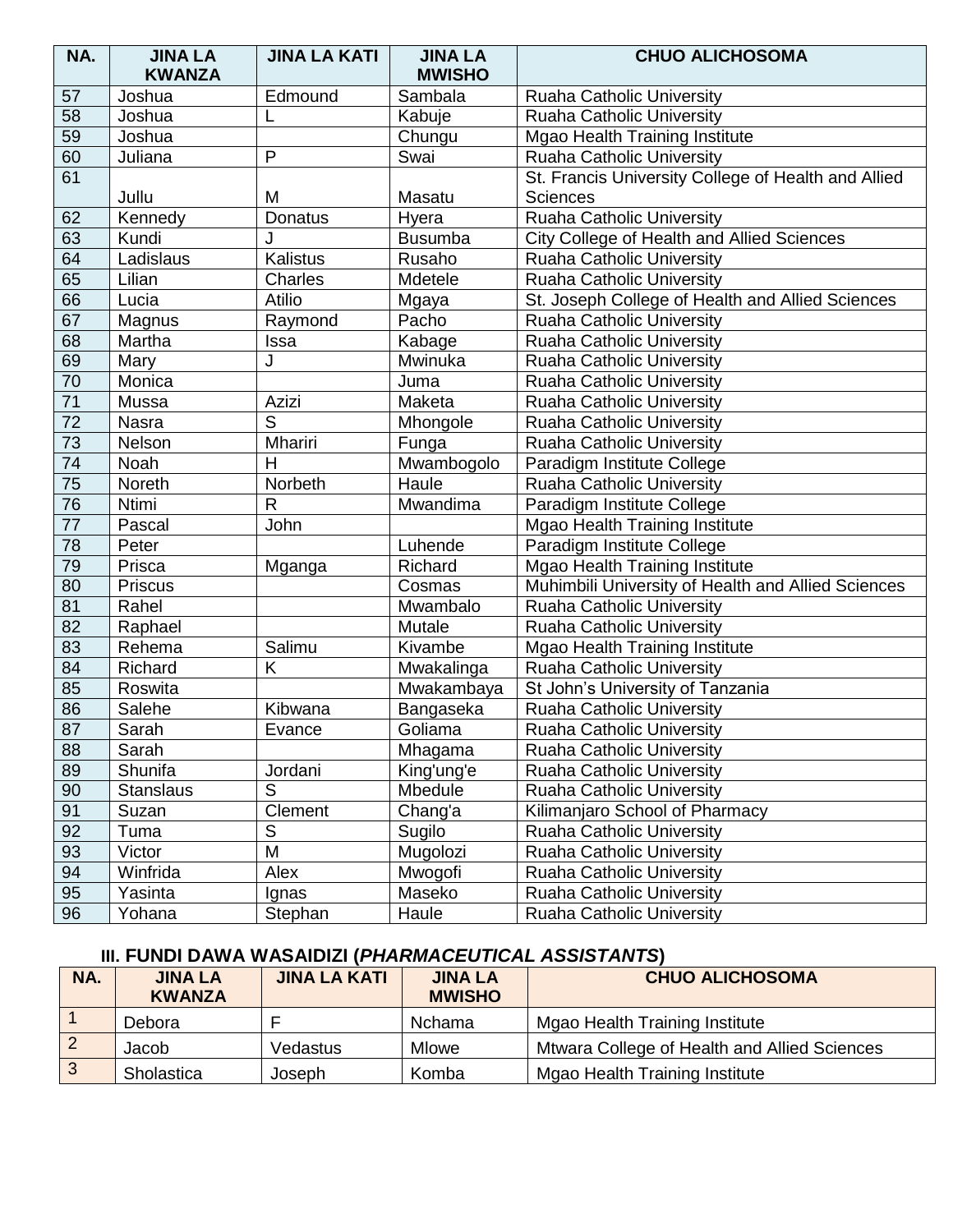| NA. | JINA LA KWANZA | JINA LA KATI | JINA LA MWISHO | CHUO ALICHOSOMA |
|---|---|---|---|---|
| 57 | Joshua | Edmound | Sambala | Ruaha Catholic University |
| 58 | Joshua | L | Kabuje | Ruaha Catholic University |
| 59 | Joshua | | Chungu | Mgao Health Training Institute |
| 60 | Juliana | P | Swai | Ruaha Catholic University |
| 61 | Jullu | M | Masatu | St. Francis University College of Health and Allied Sciences |
| 62 | Kennedy | Donatus | Hyera | Ruaha Catholic University |
| 63 | Kundi | J | Busumba | City College of Health and Allied Sciences |
| 64 | Ladislaus | Kalistus | Rusaho | Ruaha Catholic University |
| 65 | Lilian | Charles | Mdetele | Ruaha Catholic University |
| 66 | Lucia | Atilio | Mgaya | St. Joseph College of Health and Allied Sciences |
| 67 | Magnus | Raymond | Pacho | Ruaha Catholic University |
| 68 | Martha | Issa | Kabage | Ruaha Catholic University |
| 69 | Mary | J | Mwinuka | Ruaha Catholic University |
| 70 | Monica | | Juma | Ruaha Catholic University |
| 71 | Mussa | Azizi | Maketa | Ruaha Catholic University |
| 72 | Nasra | S | Mhongole | Ruaha Catholic University |
| 73 | Nelson | Mhariri | Funga | Ruaha Catholic University |
| 74 | Noah | H | Mwambogolo | Paradigm Institute College |
| 75 | Noreth | Norbeth | Haule | Ruaha Catholic University |
| 76 | Ntimi | R | Mwandima | Paradigm Institute College |
| 77 | Pascal | John | | Mgao Health Training Institute |
| 78 | Peter | | Luhende | Paradigm Institute College |
| 79 | Prisca | Mganga | Richard | Mgao Health Training Institute |
| 80 | Priscus | | Cosmas | Muhimbili University of Health and Allied Sciences |
| 81 | Rahel | | Mwambalo | Ruaha Catholic University |
| 82 | Raphael | | Mutale | Ruaha Catholic University |
| 83 | Rehema | Salimu | Kivambe | Mgao Health Training Institute |
| 84 | Richard | K | Mwakalinga | Ruaha Catholic University |
| 85 | Roswita | | Mwakambaya | St John's University of Tanzania |
| 86 | Salehe | Kibwana | Bangaseka | Ruaha Catholic University |
| 87 | Sarah | Evance | Goliama | Ruaha Catholic University |
| 88 | Sarah | | Mhagama | Ruaha Catholic University |
| 89 | Shunifa | Jordani | King'ung'e | Ruaha Catholic University |
| 90 | Stanslaus | S | Mbedule | Ruaha Catholic University |
| 91 | Suzan | Clement | Chang'a | Kilimanjaro School of Pharmacy |
| 92 | Tuma | S | Sugilo | Ruaha Catholic University |
| 93 | Victor | M | Mugolozi | Ruaha Catholic University |
| 94 | Winfrida | Alex | Mwogofi | Ruaha Catholic University |
| 95 | Yasinta | Ignas | Maseko | Ruaha Catholic University |
| 96 | Yohana | Stephan | Haule | Ruaha Catholic University |

### III. FUNDI DAWA WASAIDIZI (*PHARMACEUTICAL ASSISTANTS*)

| NA. | JINA LA KWANZA | JINA LA KATI | JINA LA MWISHO | CHUO ALICHOSOMA |
|---|---|---|---|---|
| 1 | Debora | F | Nchama | Mgao Health Training Institute |
| 2 | Jacob | Vedastus | Mlowe | Mtwara College of Health and Allied Sciences |
| 3 | Sholastica | Joseph | Komba | Mgao Health Training Institute |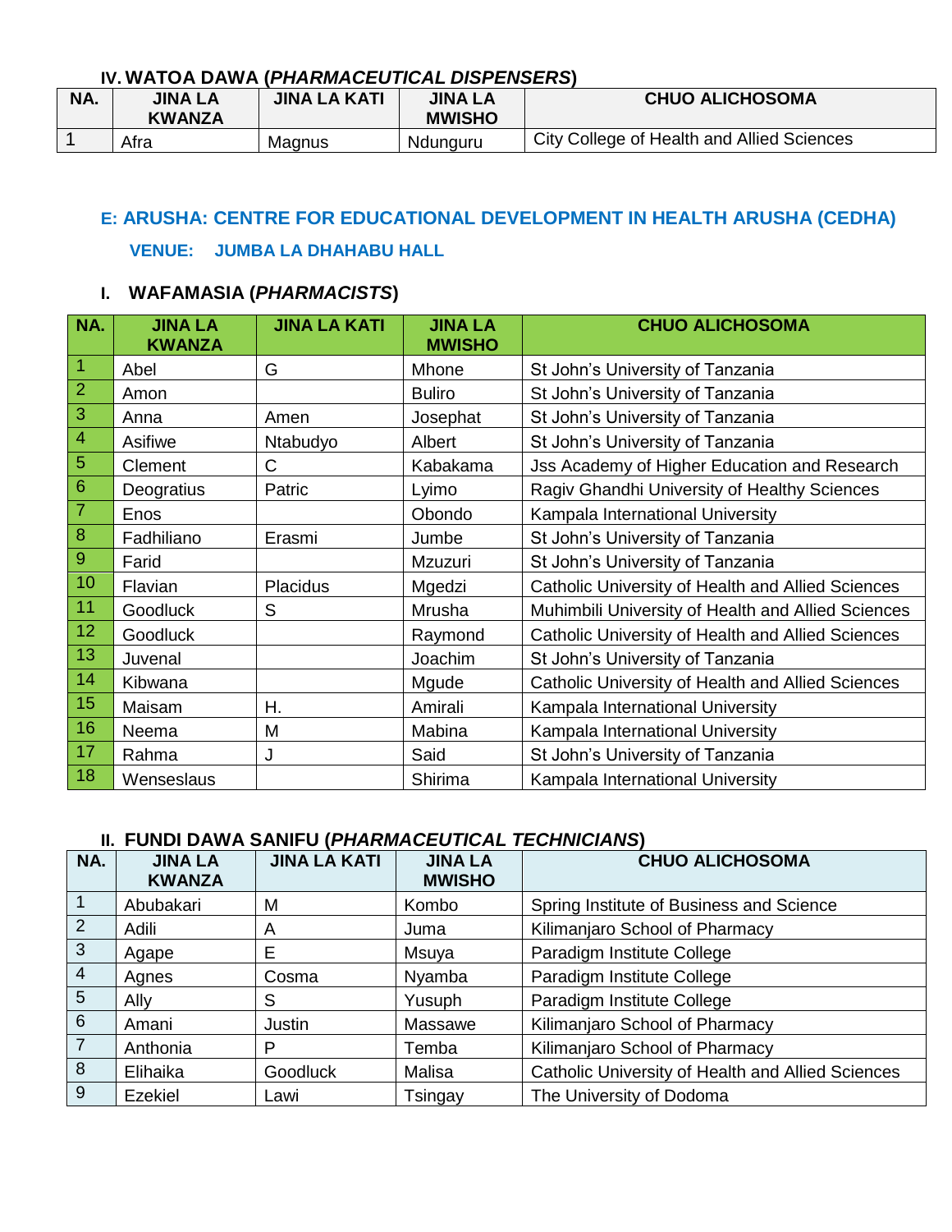### IV. WATOA DAWA (*PHARMACEUTICAL DISPENSERS*)

| NA. | JINA LA KWANZA | JINA LA KATI | JINA LA MWISHO | CHUO ALICHOSOMA |
|---|---|---|---|---|
| 1 | Afra | Magnus | Ndunguru | City College of Health and Allied Sciences |

## E: ARUSHA: CENTRE FOR EDUCATIONAL DEVELOPMENT IN HEALTH ARUSHA (CEDHA)

**VENUE: JUMBA LA DHAHABU HALL**

### I. WAFAMASIA (*PHARMACISTS*)

| NA. | JINA LA KWANZA | JINA LA KATI | JINA LA MWISHO | CHUO ALICHOSOMA |
|---|---|---|---|---|
| 1 | Abel | G | Mhone | St John's University of Tanzania |
| 2 | Amon | | Buliro | St John's University of Tanzania |
| 3 | Anna | Amen | Josephat | St John's University of Tanzania |
| 4 | Asifiwe | Ntabudyo | Albert | St John's University of Tanzania |
| 5 | Clement | C | Kabakama | Jss Academy of Higher Education and Research |
| 6 | Deogratius | Patric | Lyimo | Ragiv Ghandhi University of Healthy Sciences |
| 7 | Enos | | Obondo | Kampala International University |
| 8 | Fadhiliano | Erasmi | Jumbe | St John's University of Tanzania |
| 9 | Farid | | Mzuzuri | St John's University of Tanzania |
| 10 | Flavian | Placidus | Mgedzi | Catholic University of Health and Allied Sciences |
| 11 | Goodluck | S | Mrusha | Muhimbili University of Health and Allied Sciences |
| 12 | Goodluck | | Raymond | Catholic University of Health and Allied Sciences |
| 13 | Juvenal | | Joachim | St John's University of Tanzania |
| 14 | Kibwana | | Mgude | Catholic University of Health and Allied Sciences |
| 15 | Maisam | H. | Amirali | Kampala International University |
| 16 | Neema | M | Mabina | Kampala International University |
| 17 | Rahma | J | Said | St John's University of Tanzania |
| 18 | Wenseslaus | | Shirima | Kampala International University |

### II. FUNDI DAWA SANIFU (*PHARMACEUTICAL TECHNICIANS*)

| NA. | JINA LA KWANZA | JINA LA KATI | JINA LA MWISHO | CHUO ALICHOSOMA |
|---|---|---|---|---|
| 1 | Abubakari | M | Kombo | Spring Institute of Business and Science |
| 2 | Adili | A | Juma | Kilimanjaro School of Pharmacy |
| 3 | Agape | E | Msuya | Paradigm Institute College |
| 4 | Agnes | Cosma | Nyamba | Paradigm Institute College |
| 5 | Ally | S | Yusuph | Paradigm Institute College |
| 6 | Amani | Justin | Massawe | Kilimanjaro School of Pharmacy |
| 7 | Anthonia | P | Temba | Kilimanjaro School of Pharmacy |
| 8 | Elihaika | Goodluck | Malisa | Catholic University of Health and Allied Sciences |
| 9 | Ezekiel | Lawi | Tsingay | The University of Dodoma |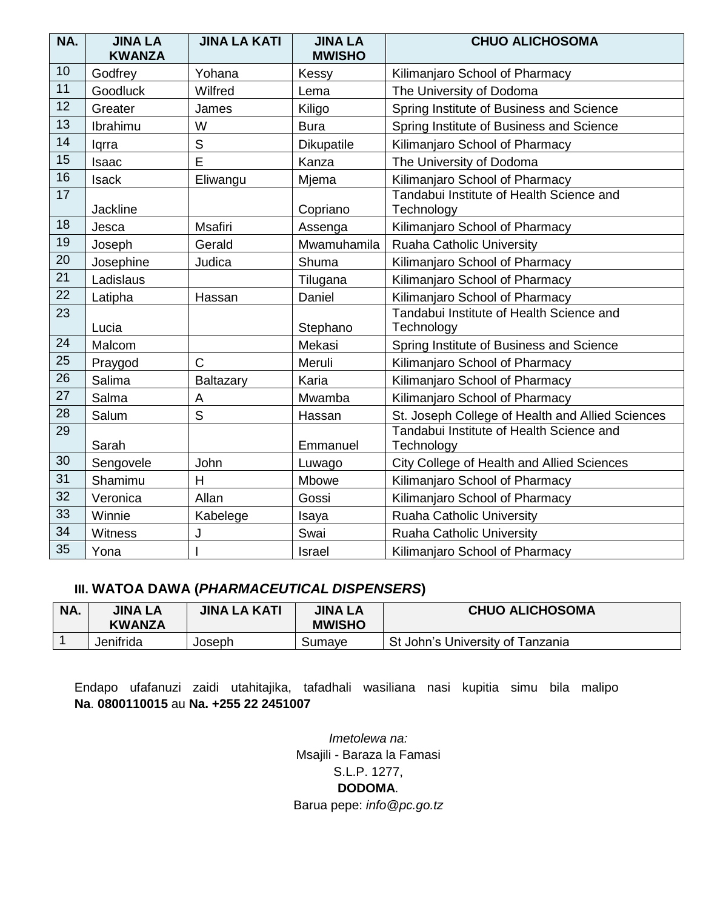| NA. | JINA LA KWANZA | JINA LA KATI | JINA LA MWISHO | CHUO ALICHOSOMA |
|---|---|---|---|---|
| 10 | Godfrey | Yohana | Kessy | Kilimanjaro School of Pharmacy |
| 11 | Goodluck | Wilfred | Lema | The University of Dodoma |
| 12 | Greater | James | Kiligo | Spring Institute of Business and Science |
| 13 | Ibrahimu | W | Bura | Spring Institute of Business and Science |
| 14 | Iqrra | S | Dikupatile | Kilimanjaro School of Pharmacy |
| 15 | Isaac | E | Kanza | The University of Dodoma |
| 16 | Isack | Eliwangu | Mjema | Kilimanjaro School of Pharmacy |
| 17 | Jackline | | Copriano | Tandabui Institute of Health Science and Technology |
| 18 | Jesca | Msafiri | Assenga | Kilimanjaro School of Pharmacy |
| 19 | Joseph | Gerald | Mwamuhamila | Ruaha Catholic University |
| 20 | Josephine | Judica | Shuma | Kilimanjaro School of Pharmacy |
| 21 | Ladislaus | | Tilugana | Kilimanjaro School of Pharmacy |
| 22 | Latipha | Hassan | Daniel | Kilimanjaro School of Pharmacy |
| 23 | Lucia | | Stephano | Tandabui Institute of Health Science and Technology |
| 24 | Malcom | | Mekasi | Spring Institute of Business and Science |
| 25 | Praygod | C | Meruli | Kilimanjaro School of Pharmacy |
| 26 | Salima | Baltazary | Karia | Kilimanjaro School of Pharmacy |
| 27 | Salma | A | Mwamba | Kilimanjaro School of Pharmacy |
| 28 | Salum | S | Hassan | St. Joseph College of Health and Allied Sciences |
| 29 | Sarah | | Emmanuel | Tandabui Institute of Health Science and Technology |
| 30 | Sengovele | John | Luwago | City College of Health and Allied Sciences |
| 31 | Shamimu | H | Mbowe | Kilimanjaro School of Pharmacy |
| 32 | Veronica | Allan | Gossi | Kilimanjaro School of Pharmacy |
| 33 | Winnie | Kabelege | Isaya | Ruaha Catholic University |
| 34 | Witness | J | Swai | Ruaha Catholic University |
| 35 | Yona | I | Israel | Kilimanjaro School of Pharmacy |

### III. WATOA DAWA (*PHARMACEUTICAL DISPENSERS*)

| NA. | JINA LA KWANZA | JINA LA KATI | JINA LA MWISHO | CHUO ALICHOSOMA |
|---|---|---|---|---|
| 1 | Jenifrida | Joseph | Sumaye | St John's University of Tanzania |

Endapo ufafanuzi zaidi utahitajika, tafadhali wasiliana nasi kupitia simu bila malipo **Na**. **0800110015** au **Na. +255 22 2451007**

*Imetolewa na:*
Msajili - Baraza la Famasi
S.L.P. 1277,
**DODOMA**.
Barua pepe: *info@pc.go.tz*